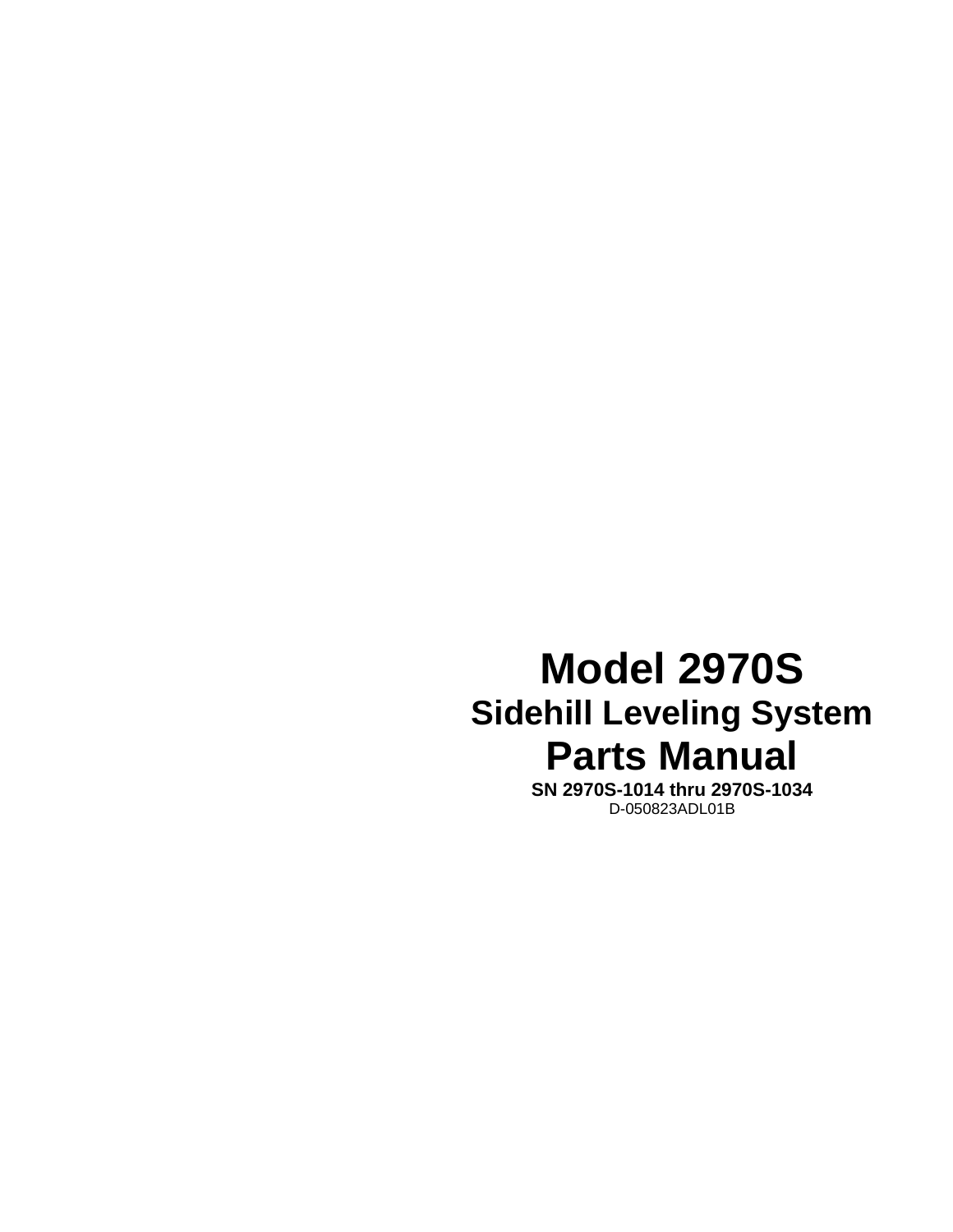# Model 2970S

## Sidehill Leveling System

# Parts Manual

**SN 2970S-1014 thru 2970S-1034**

D-050823ADL01B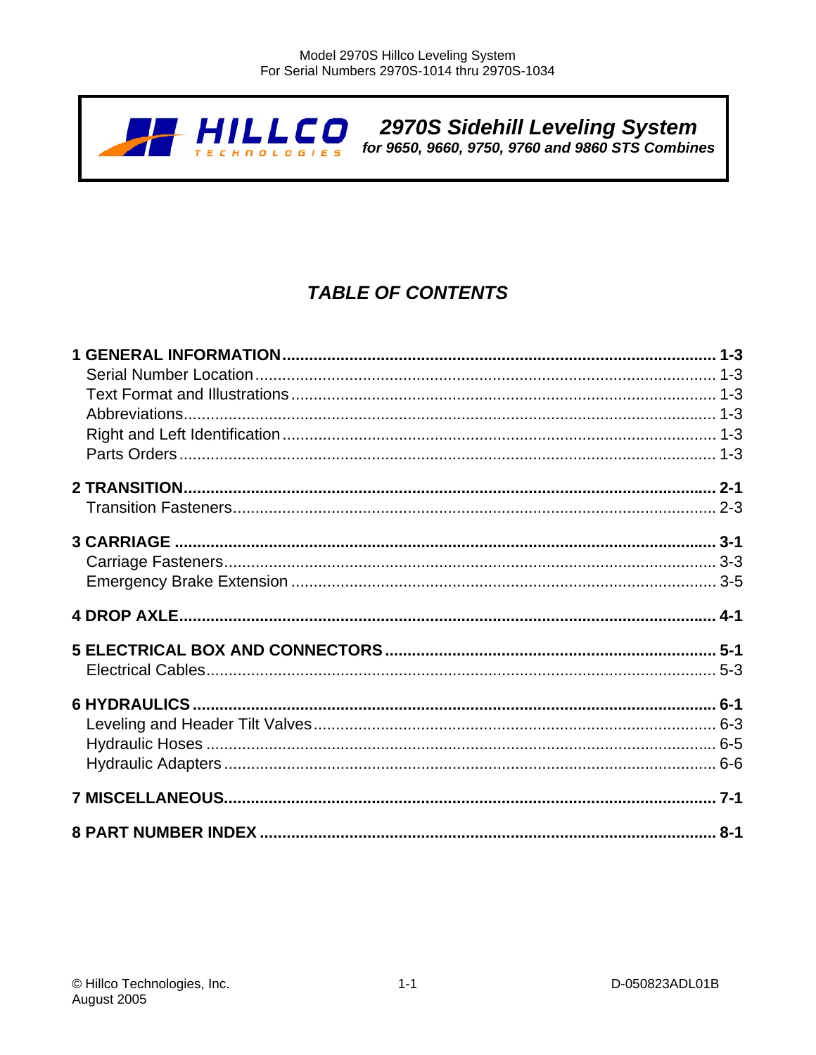**2970S Sidehill Leveling System**

***for 9650, 9660, 9750, 9760 and 9860 STS Combines***

## *TABLE OF CONTENTS*

**1 GENERAL INFORMATION ........ 1-3**
- Serial Number Location ........ 1-3
- Text Format and Illustrations ........ 1-3
- Abbreviations ........ 1-3
- Right and Left Identification ........ 1-3
- Parts Orders ........ 1-3

**2 TRANSITION ........ 2-1**
- Transition Fasteners ........ 2-3

**3 CARRIAGE ........ 3-1**
- Carriage Fasteners ........ 3-3
- Emergency Brake Extension ........ 3-5

**4 DROP AXLE ........ 4-1**

**5 ELECTRICAL BOX AND CONNECTORS ........ 5-1**
- Electrical Cables ........ 5-3

**6 HYDRAULICS ........ 6-1**
- Leveling and Header Tilt Valves ........ 6-3
- Hydraulic Hoses ........ 6-5
- Hydraulic Adapters ........ 6-6

**7 MISCELLANEOUS ........ 7-1**

**8 PART NUMBER INDEX ........ 8-1**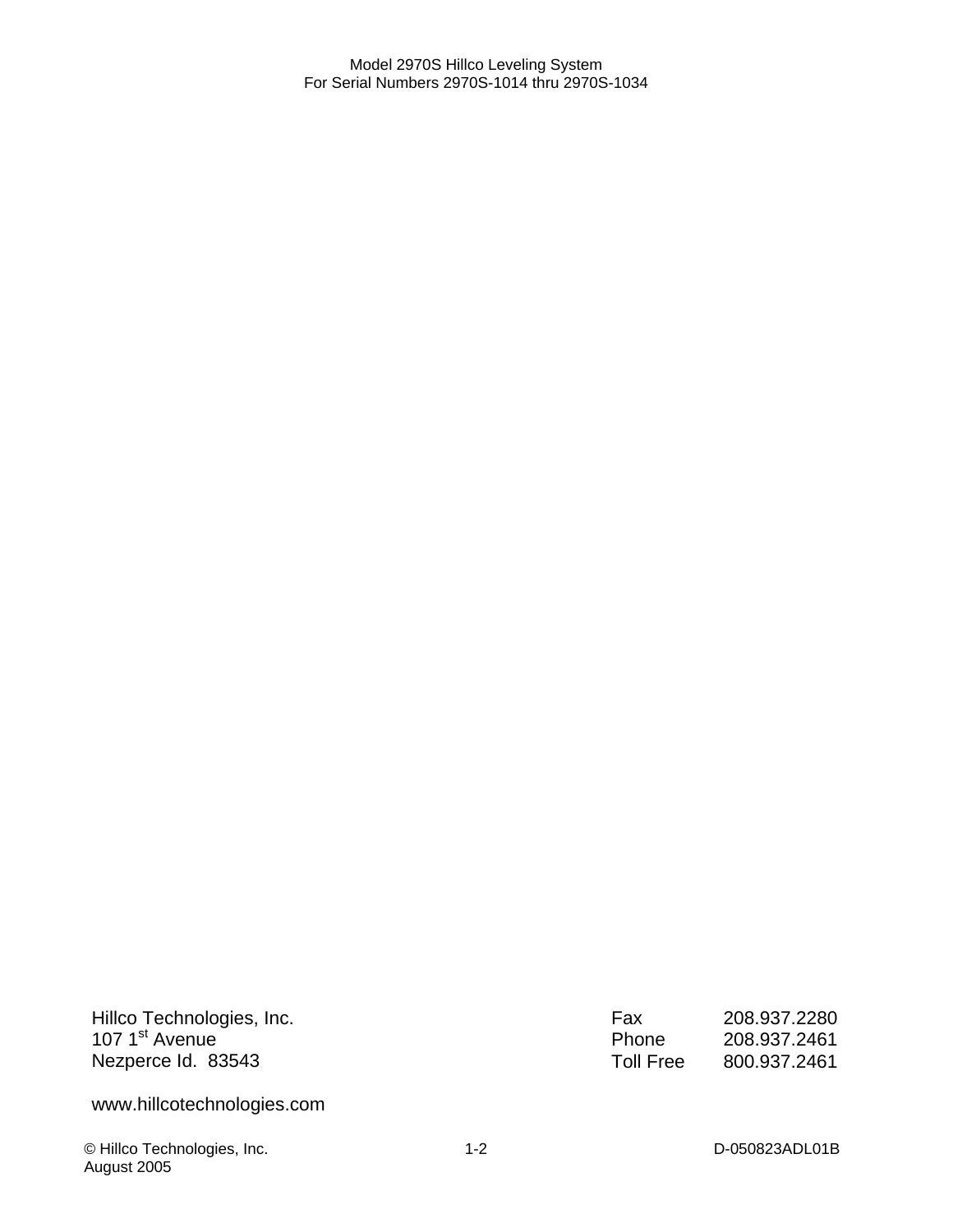Hillco Technologies, Inc.
107 1st Avenue
Nezperce Id. 83543

| | |
|---|---|
| Fax | 208.937.2280 |
| Phone | 208.937.2461 |
| Toll Free | 800.937.2461 |

www.hillcotechnologies.com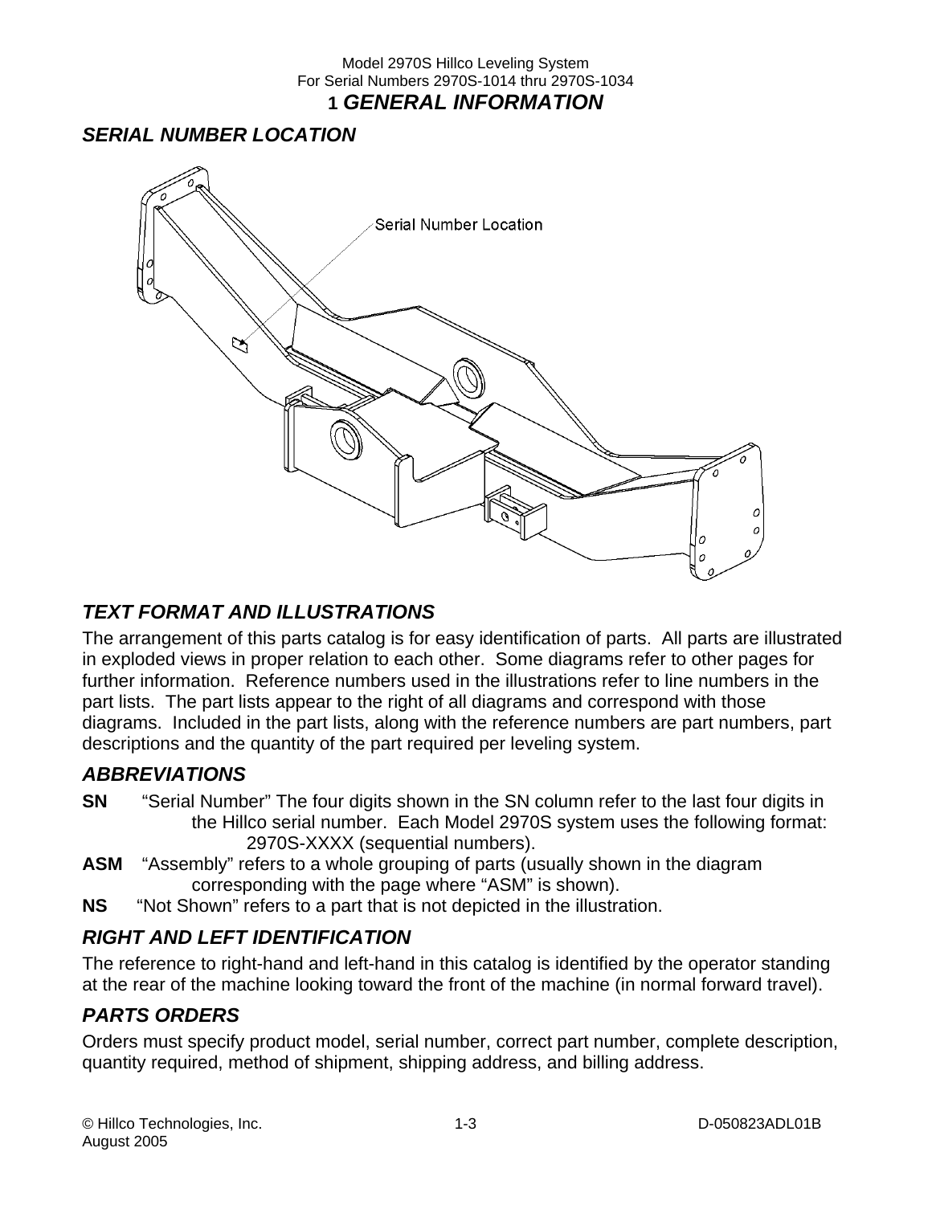# 1 GENERAL INFORMATION

## SERIAL NUMBER LOCATION

Serial Number Location

## TEXT FORMAT AND ILLUSTRATIONS

The arrangement of this parts catalog is for easy identification of parts. All parts are illustrated in exploded views in proper relation to each other. Some diagrams refer to other pages for further information. Reference numbers used in the illustrations refer to line numbers in the part lists. The part lists appear to the right of all diagrams and correspond with those diagrams. Included in the part lists, along with the reference numbers are part numbers, part descriptions and the quantity of the part required per leveling system.

## ABBREVIATIONS

**SN** "Serial Number" The four digits shown in the SN column refer to the last four digits in the Hillco serial number. Each Model 2970S system uses the following format: 2970S-XXXX (sequential numbers).

**ASM** "Assembly" refers to a whole grouping of parts (usually shown in the diagram corresponding with the page where "ASM" is shown).

**NS** "Not Shown" refers to a part that is not depicted in the illustration.

## RIGHT AND LEFT IDENTIFICATION

The reference to right-hand and left-hand in this catalog is identified by the operator standing at the rear of the machine looking toward the front of the machine (in normal forward travel).

## PARTS ORDERS

Orders must specify product model, serial number, correct part number, complete description, quantity required, method of shipment, shipping address, and billing address.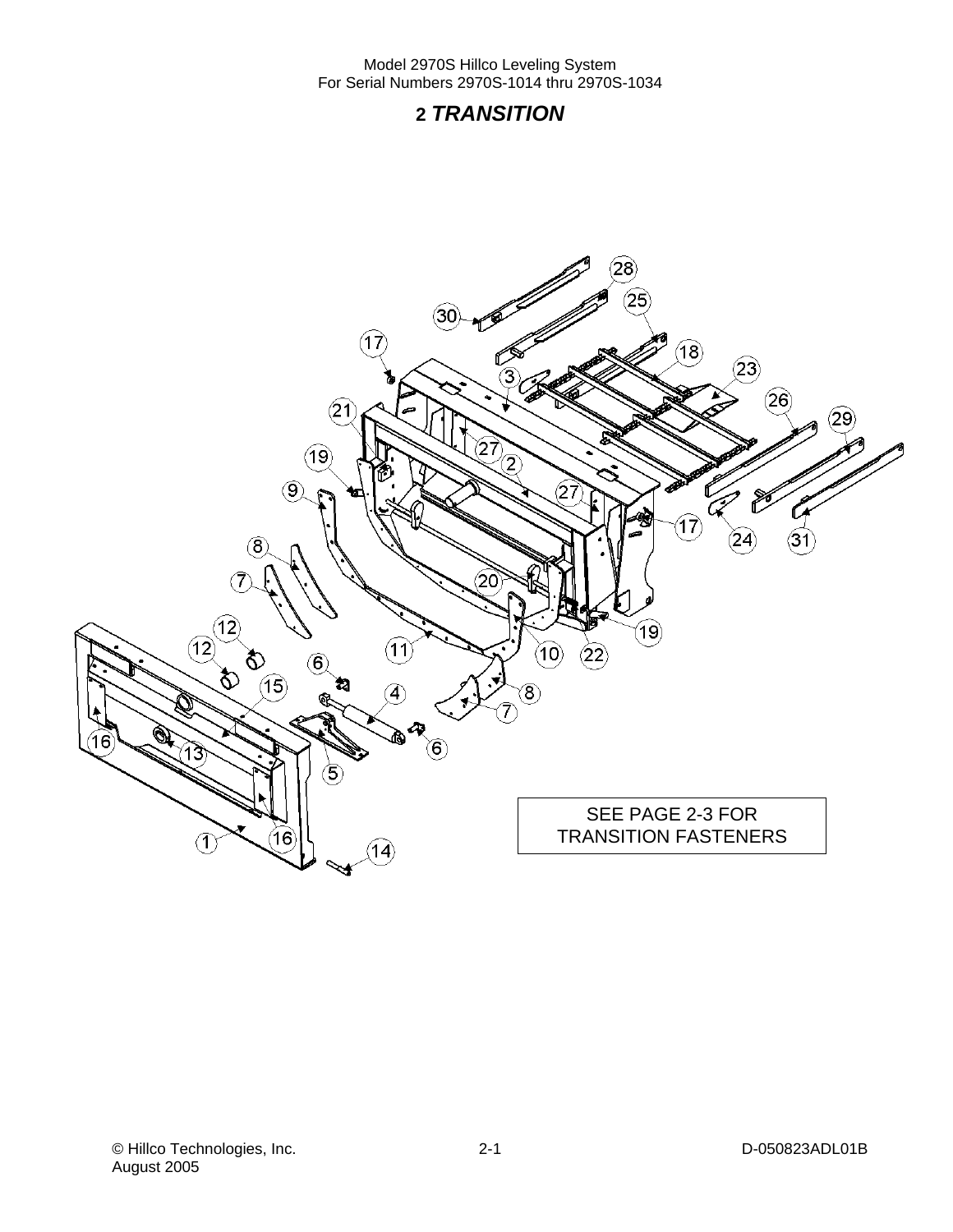## 2 *TRANSITION*

SEE PAGE 2-3 FOR TRANSITION FASTENERS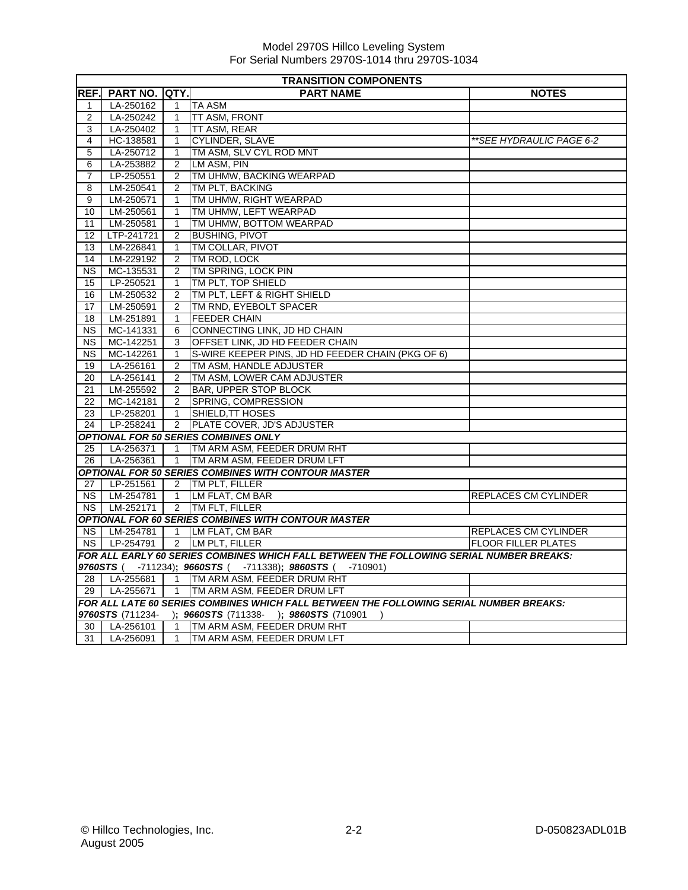Model 2970S Hillco Leveling System
For Serial Numbers 2970S-1014 thru 2970S-1034

| TRANSITION COMPONENTS | | | | |
|---|---|---|---|---|
| **REF.** | **PART NO.** | **QTY.** | **PART NAME** | **NOTES** |
| 1 | LA-250162 | 1 | TA ASM | |
| 2 | LA-250242 | 1 | TT ASM, FRONT | |
| 3 | LA-250402 | 1 | TT ASM, REAR | |
| 4 | HC-138581 | 1 | CYLINDER, SLAVE | *\*\*SEE HYDRAULIC PAGE 6-2* |
| 5 | LA-250712 | 1 | TM ASM, SLV CYL ROD MNT | |
| 6 | LA-253882 | 2 | LM ASM, PIN | |
| 7 | LP-250551 | 2 | TM UHMW, BACKING WEARPAD | |
| 8 | LM-250541 | 2 | TM PLT, BACKING | |
| 9 | LM-250571 | 1 | TM UHMW, RIGHT WEARPAD | |
| 10 | LM-250561 | 1 | TM UHMW, LEFT WEARPAD | |
| 11 | LM-250581 | 1 | TM UHMW, BOTTOM WEARPAD | |
| 12 | LTP-241721 | 2 | BUSHING, PIVOT | |
| 13 | LM-226841 | 1 | TM COLLAR, PIVOT | |
| 14 | LM-229192 | 2 | TM ROD, LOCK | |
| NS | MC-135531 | 2 | TM SPRING, LOCK PIN | |
| 15 | LP-250521 | 1 | TM PLT, TOP SHIELD | |
| 16 | LM-250532 | 2 | TM PLT, LEFT & RIGHT SHIELD | |
| 17 | LM-250591 | 2 | TM RND, EYEBOLT SPACER | |
| 18 | LM-251891 | 1 | FEEDER CHAIN | |
| NS | MC-141331 | 6 | CONNECTING LINK, JD HD CHAIN | |
| NS | MC-142251 | 3 | OFFSET LINK, JD HD FEEDER CHAIN | |
| NS | MC-142261 | 1 | S-WIRE KEEPER PINS, JD HD FEEDER CHAIN (PKG OF 6) | |
| 19 | LA-256161 | 2 | TM ASM, HANDLE ADJUSTER | |
| 20 | LA-256141 | 2 | TM ASM, LOWER CAM ADJUSTER | |
| 21 | LM-255592 | 2 | BAR, UPPER STOP BLOCK | |
| 22 | MC-142181 | 2 | SPRING, COMPRESSION | |
| 23 | LP-258201 | 1 | SHIELD,TT HOSES | |
| 24 | LP-258241 | 2 | PLATE COVER, JD'S ADJUSTER | |
| ***OPTIONAL FOR 50 SERIES COMBINES ONLY*** | | | | |
| 25 | LA-256371 | 1 | TM ARM ASM, FEEDER DRUM RHT | |
| 26 | LA-256361 | 1 | TM ARM ASM, FEEDER DRUM LFT | |
| ***OPTIONAL FOR 50 SERIES COMBINES WITH CONTOUR MASTER*** | | | | |
| 27 | LP-251561 | 2 | TM PLT, FILLER | |
| NS | LM-254781 | 1 | LM FLAT, CM BAR | REPLACES CM CYLINDER |
| NS | LM-252171 | 2 | TM FLT, FILLER | |
| ***OPTIONAL FOR 60 SERIES COMBINES WITH CONTOUR MASTER*** | | | | |
| NS | LM-254781 | 1 | LM FLAT, CM BAR | REPLACES CM CYLINDER |
| NS | LP-254791 | 2 | LM PLT, FILLER | FLOOR FILLER PLATES |
| ***FOR ALL EARLY 60 SERIES COMBINES WHICH FALL BETWEEN THE FOLLOWING SERIAL NUMBER BREAKS:*** ***9760STS*** ( -711234)***; 9660STS*** ( -711338)***; 9860STS*** ( -710901) | | | | |
| 28 | LA-255681 | 1 | TM ARM ASM, FEEDER DRUM RHT | |
| 29 | LA-255671 | 1 | TM ARM ASM, FEEDER DRUM LFT | |
| ***FOR ALL LATE 60 SERIES COMBINES WHICH FALL BETWEEN THE FOLLOWING SERIAL NUMBER BREAKS:*** ***9760STS*** (711234- )***; 9660STS*** (711338- )***; 9860STS*** (710901 ) | | | | |
| 30 | LA-256101 | 1 | TM ARM ASM, FEEDER DRUM RHT | |
| 31 | LA-256091 | 1 | TM ARM ASM, FEEDER DRUM LFT | |

© Hillco Technologies, Inc.
August 2005

D-050823ADL01B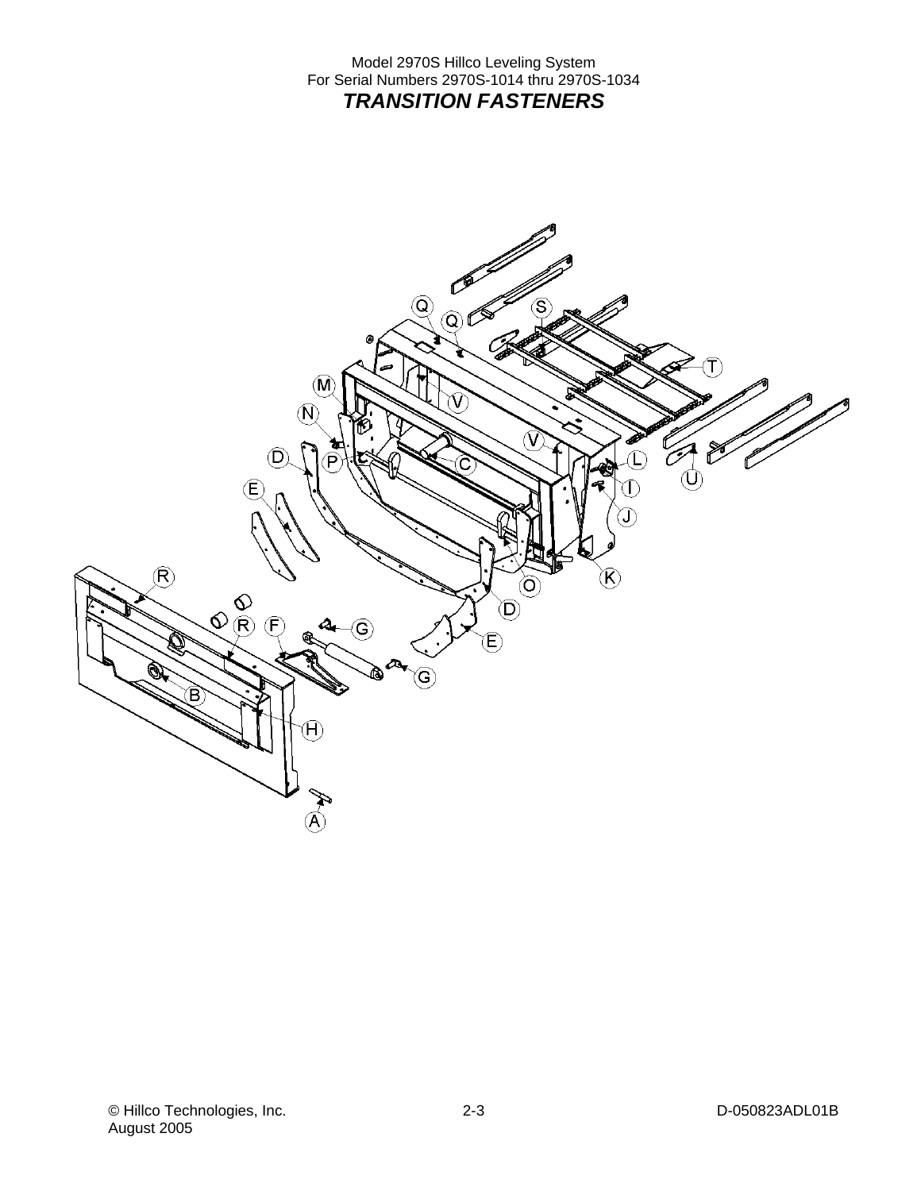Model 2970S Hillco Leveling System
For Serial Numbers 2970S-1014 thru 2970S-1034

## *TRANSITION FASTENERS*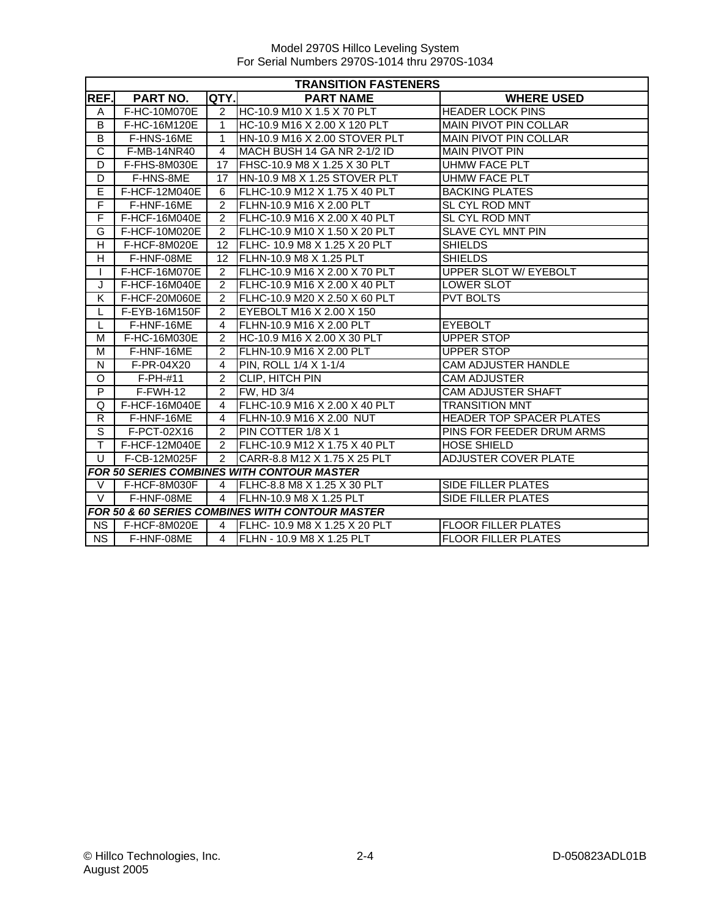| TRANSITION FASTENERS | | | | |
|---|---|---|---|---|
| **REF.** | **PART NO.** | **QTY.** | **PART NAME** | **WHERE USED** |
| A | F-HC-10M070E | 2 | HC-10.9 M10 X 1.5 X 70 PLT | HEADER LOCK PINS |
| B | F-HC-16M120E | 1 | HC-10.9 M16 X 2.00 X 120 PLT | MAIN PIVOT PIN COLLAR |
| B | F-HNS-16ME | 1 | HN-10.9 M16 X 2.00 STOVER PLT | MAIN PIVOT PIN COLLAR |
| C | F-MB-14NR40 | 4 | MACH BUSH 14 GA NR 2-1/2 ID | MAIN PIVOT PIN |
| D | F-FHS-8M030E | 17 | FHSC-10.9 M8 X 1.25 X 30 PLT | UHMW FACE PLT |
| D | F-HNS-8ME | 17 | HN-10.9 M8 X 1.25 STOVER PLT | UHMW FACE PLT |
| E | F-HCF-12M040E | 6 | FLHC-10.9 M12 X 1.75 X 40 PLT | BACKING PLATES |
| F | F-HNF-16ME | 2 | FLHN-10.9 M16 X 2.00 PLT | SL CYL ROD MNT |
| F | F-HCF-16M040E | 2 | FLHC-10.9 M16 X 2.00 X 40 PLT | SL CYL ROD MNT |
| G | F-HCF-10M020E | 2 | FLHC-10.9 M10 X 1.50 X 20 PLT | SLAVE CYL MNT PIN |
| H | F-HCF-8M020E | 12 | FLHC- 10.9 M8 X 1.25 X 20 PLT | SHIELDS |
| H | F-HNF-08ME | 12 | FLHN-10.9 M8 X 1.25 PLT | SHIELDS |
| I | F-HCF-16M070E | 2 | FLHC-10.9 M16 X 2.00 X 70 PLT | UPPER SLOT W/ EYEBOLT |
| J | F-HCF-16M040E | 2 | FLHC-10.9 M16 X 2.00 X 40 PLT | LOWER SLOT |
| K | F-HCF-20M060E | 2 | FLHC-10.9 M20 X 2.50 X 60 PLT | PVT BOLTS |
| L | F-EYB-16M150F | 2 | EYEBOLT M16 X 2.00 X 150 | |
| L | F-HNF-16ME | 4 | FLHN-10.9 M16 X 2.00 PLT | EYEBOLT |
| M | F-HC-16M030E | 2 | HC-10.9 M16 X 2.00 X 30 PLT | UPPER STOP |
| M | F-HNF-16ME | 2 | FLHN-10.9 M16 X 2.00 PLT | UPPER STOP |
| N | F-PR-04X20 | 4 | PIN, ROLL 1/4 X 1-1/4 | CAM ADJUSTER HANDLE |
| O | F-PH-#11 | 2 | CLIP, HITCH PIN | CAM ADJUSTER |
| P | F-FWH-12 | 2 | FW, HD 3/4 | CAM ADJUSTER SHAFT |
| Q | F-HCF-16M040E | 4 | FLHC-10.9 M16 X 2.00 X 40 PLT | TRANSITION MNT |
| R | F-HNF-16ME | 4 | FLHN-10.9 M16 X 2.00 NUT | HEADER TOP SPACER PLATES |
| S | F-PCT-02X16 | 2 | PIN COTTER 1/8 X 1 | PINS FOR FEEDER DRUM ARMS |
| T | F-HCF-12M040E | 2 | FLHC-10.9 M12 X 1.75 X 40 PLT | HOSE SHIELD |
| U | F-CB-12M025F | 2 | CARR-8.8 M12 X 1.75 X 25 PLT | ADJUSTER COVER PLATE |
| ***FOR 50 SERIES COMBINES WITH CONTOUR MASTER*** | | | | |
| V | F-HCF-8M030F | 4 | FLHC-8.8 M8 X 1.25 X 30 PLT | SIDE FILLER PLATES |
| V | F-HNF-08ME | 4 | FLHN-10.9 M8 X 1.25 PLT | SIDE FILLER PLATES |
| ***FOR 50 & 60 SERIES COMBINES WITH CONTOUR MASTER*** | | | | |
| NS | F-HCF-8M020E | 4 | FLHC- 10.9 M8 X 1.25 X 20 PLT | FLOOR FILLER PLATES |
| NS | F-HNF-08ME | 4 | FLHN - 10.9 M8 X 1.25 PLT | FLOOR FILLER PLATES |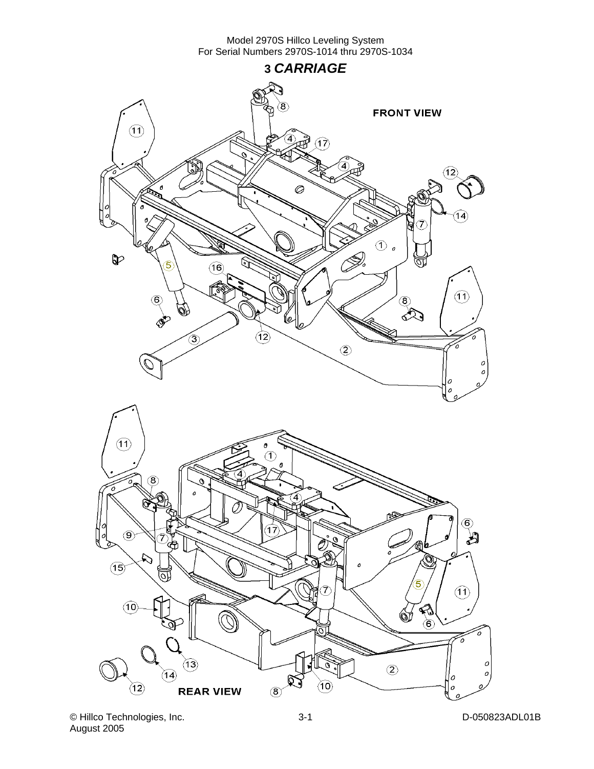# 3 *CARRIAGE*

FRONT VIEW

REAR VIEW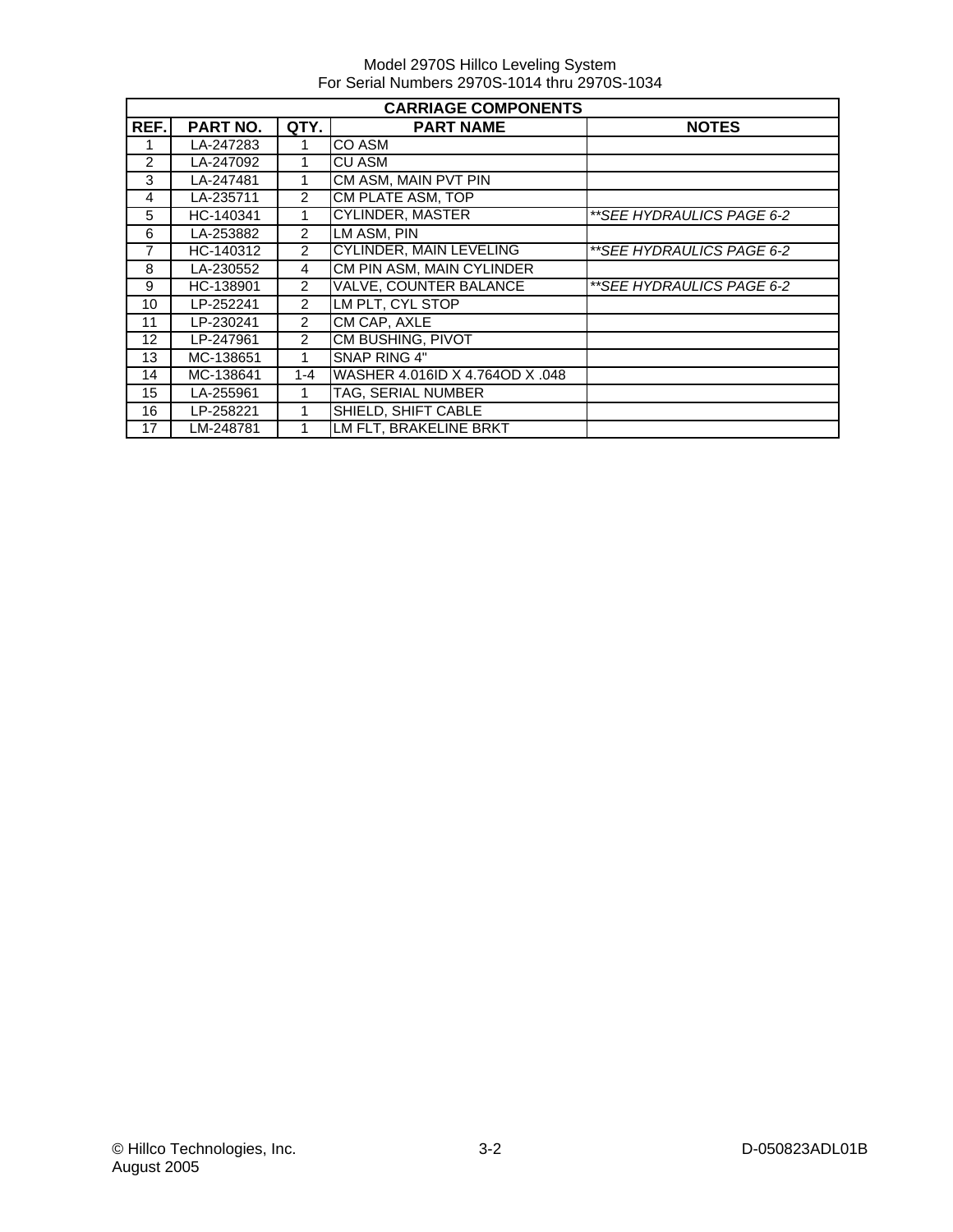Model 2970S Hillco Leveling System
For Serial Numbers 2970S-1014 thru 2970S-1034

| CARRIAGE COMPONENTS | | | | |
|---|---|---|---|---|
| **REF.** | **PART NO.** | **QTY.** | **PART NAME** | **NOTES** |
| 1 | LA-247283 | 1 | CO ASM | |
| 2 | LA-247092 | 1 | CU ASM | |
| 3 | LA-247481 | 1 | CM ASM, MAIN PVT PIN | |
| 4 | LA-235711 | 2 | CM PLATE ASM, TOP | |
| 5 | HC-140341 | 1 | CYLINDER, MASTER | *\*\*SEE HYDRAULICS PAGE 6-2* |
| 6 | LA-253882 | 2 | LM ASM, PIN | |
| 7 | HC-140312 | 2 | CYLINDER, MAIN LEVELING | *\*\*SEE HYDRAULICS PAGE 6-2* |
| 8 | LA-230552 | 4 | CM PIN ASM, MAIN CYLINDER | |
| 9 | HC-138901 | 2 | VALVE, COUNTER BALANCE | *\*\*SEE HYDRAULICS PAGE 6-2* |
| 10 | LP-252241 | 2 | LM PLT, CYL STOP | |
| 11 | LP-230241 | 2 | CM CAP, AXLE | |
| 12 | LP-247961 | 2 | CM BUSHING, PIVOT | |
| 13 | MC-138651 | 1 | SNAP RING 4" | |
| 14 | MC-138641 | 1-4 | WASHER 4.016ID X 4.764OD X .048 | |
| 15 | LA-255961 | 1 | TAG, SERIAL NUMBER | |
| 16 | LP-258221 | 1 | SHIELD, SHIFT CABLE | |
| 17 | LM-248781 | 1 | LM FLT, BRAKELINE BRKT | |

© Hillco Technologies, Inc.
August 2005

D-050823ADL01B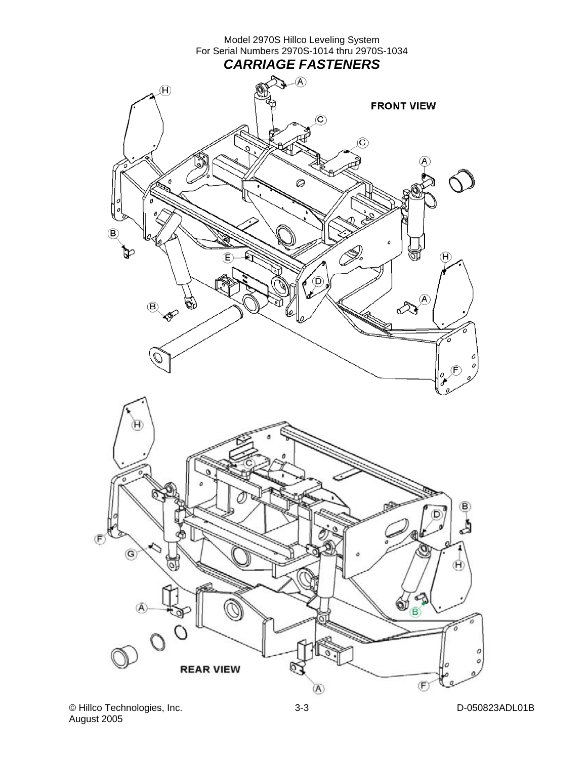Model 2970S Hillco Leveling System
For Serial Numbers 2970S-1014 thru 2970S-1034

# *CARRIAGE FASTENERS*

FRONT VIEW

A C C A H B E D H A B F

H C B D F G H A B

REAR VIEW

A F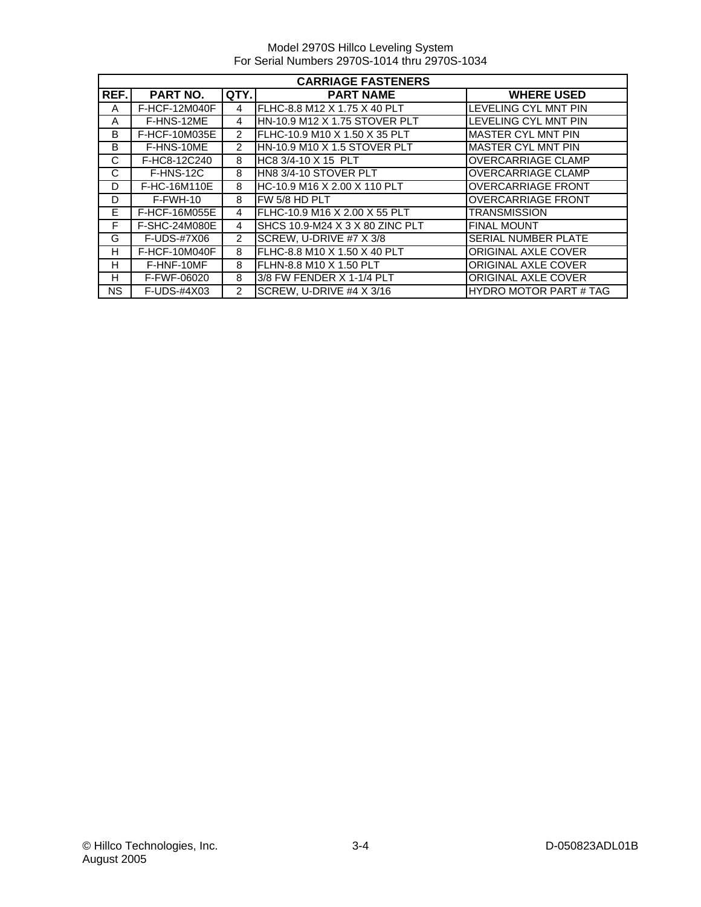Model 2970S Hillco Leveling System
For Serial Numbers 2970S-1014 thru 2970S-1034

| CARRIAGE FASTENERS | | | | |
|---|---|---|---|---|
| **REF.** | **PART NO.** | **QTY.** | **PART NAME** | **WHERE USED** |
| A | F-HCF-12M040F | 4 | FLHC-8.8 M12 X 1.75 X 40 PLT | LEVELING CYL MNT PIN |
| A | F-HNS-12ME | 4 | HN-10.9 M12 X 1.75 STOVER PLT | LEVELING CYL MNT PIN |
| B | F-HCF-10M035E | 2 | FLHC-10.9 M10 X 1.50 X 35 PLT | MASTER CYL MNT PIN |
| B | F-HNS-10ME | 2 | HN-10.9 M10 X 1.5 STOVER PLT | MASTER CYL MNT PIN |
| C | F-HC8-12C240 | 8 | HC8 3/4-10 X 15 PLT | OVERCARRIAGE CLAMP |
| C | F-HNS-12C | 8 | HN8 3/4-10 STOVER PLT | OVERCARRIAGE CLAMP |
| D | F-HC-16M110E | 8 | HC-10.9 M16 X 2.00 X 110 PLT | OVERCARRIAGE FRONT |
| D | F-FWH-10 | 8 | FW 5/8 HD PLT | OVERCARRIAGE FRONT |
| E | F-HCF-16M055E | 4 | FLHC-10.9 M16 X 2.00 X 55 PLT | TRANSMISSION |
| F | F-SHC-24M080E | 4 | SHCS 10.9-M24 X 3 X 80 ZINC PLT | FINAL MOUNT |
| G | F-UDS-#7X06 | 2 | SCREW, U-DRIVE #7 X 3/8 | SERIAL NUMBER PLATE |
| H | F-HCF-10M040F | 8 | FLHC-8.8 M10 X 1.50 X 40 PLT | ORIGINAL AXLE COVER |
| H | F-HNF-10MF | 8 | FLHN-8.8 M10 X 1.50 PLT | ORIGINAL AXLE COVER |
| H | F-FWF-06020 | 8 | 3/8 FW FENDER X 1-1/4 PLT | ORIGINAL AXLE COVER |
| NS | F-UDS-#4X03 | 2 | SCREW, U-DRIVE #4 X 3/16 | HYDRO MOTOR PART # TAG |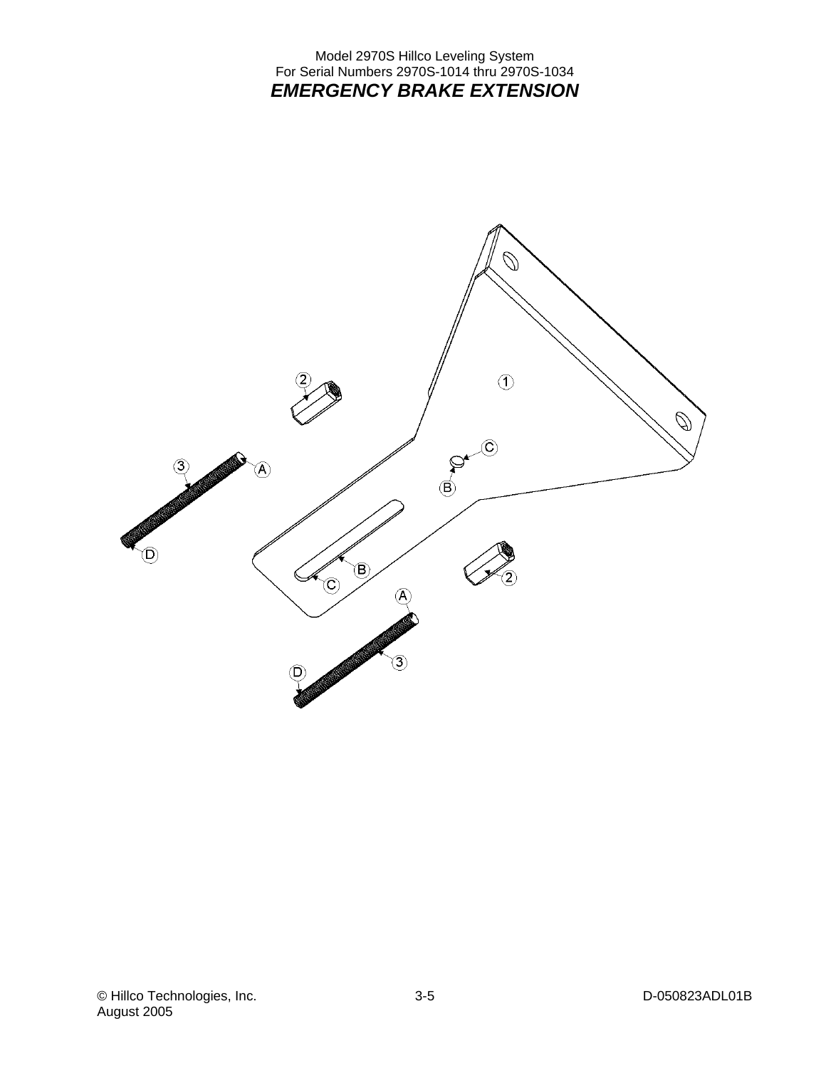Model 2970S Hillco Leveling System
For Serial Numbers 2970S-1014 thru 2970S-1034

# *EMERGENCY BRAKE EXTENSION*

1

2

C

3

A

B

D

B

C

2

A

3

D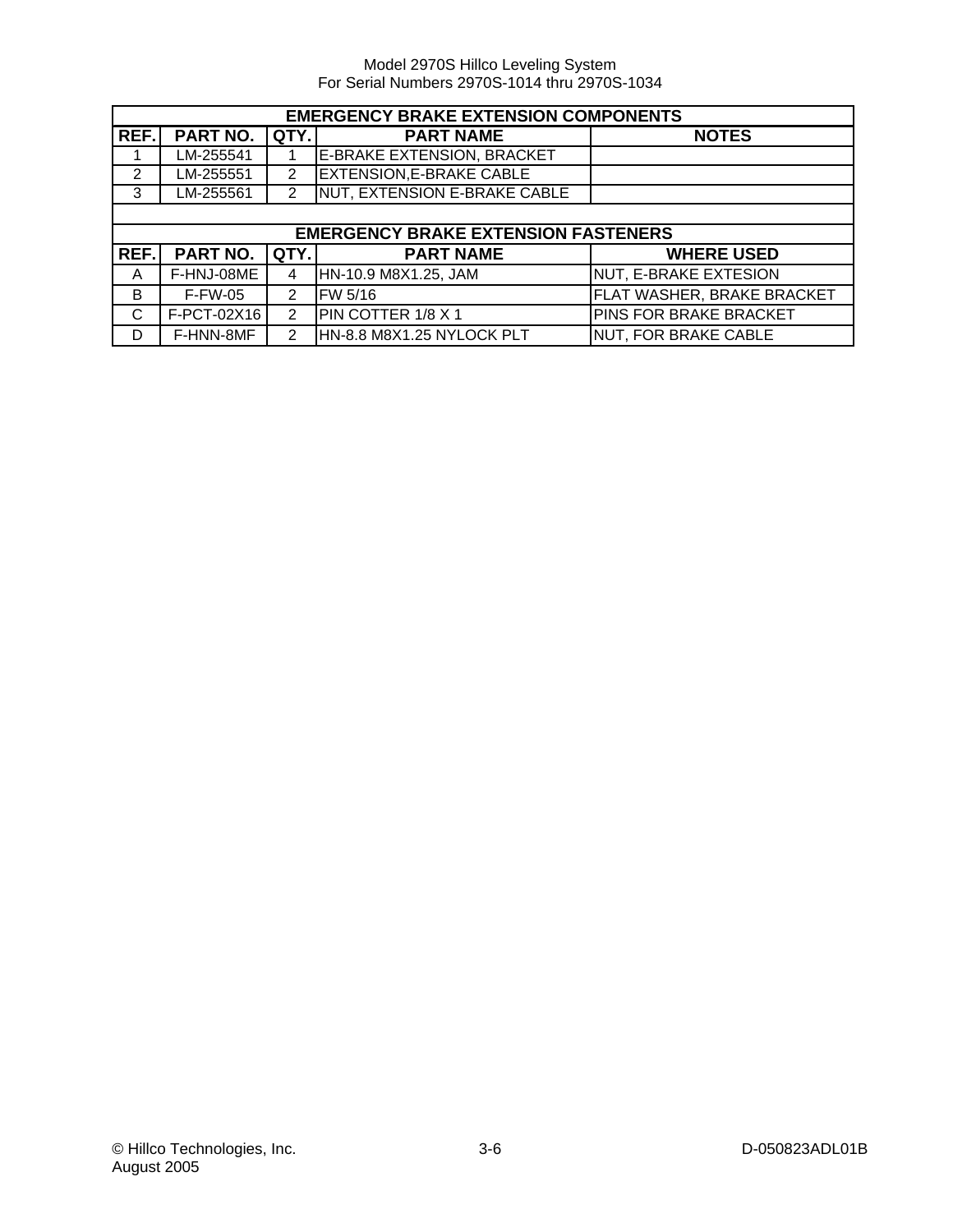## EMERGENCY BRAKE EXTENSION COMPONENTS

| REF. | PART NO. | QTY. | PART NAME | NOTES |
|---|---|---|---|---|
| 1 | LM-255541 | 1 | E-BRAKE EXTENSION, BRACKET | |
| 2 | LM-255551 | 2 | EXTENSION,E-BRAKE CABLE | |
| 3 | LM-255561 | 2 | NUT, EXTENSION E-BRAKE CABLE | |

## EMERGENCY BRAKE EXTENSION FASTENERS

| REF. | PART NO. | QTY. | PART NAME | WHERE USED |
|---|---|---|---|---|
| A | F-HNJ-08ME | 4 | HN-10.9 M8X1.25, JAM | NUT, E-BRAKE EXTESION |
| B | F-FW-05 | 2 | FW 5/16 | FLAT WASHER, BRAKE BRACKET |
| C | F-PCT-02X16 | 2 | PIN COTTER 1/8 X 1 | PINS FOR BRAKE BRACKET |
| D | F-HNN-8MF | 2 | HN-8.8 M8X1.25 NYLOCK PLT | NUT, FOR BRAKE CABLE |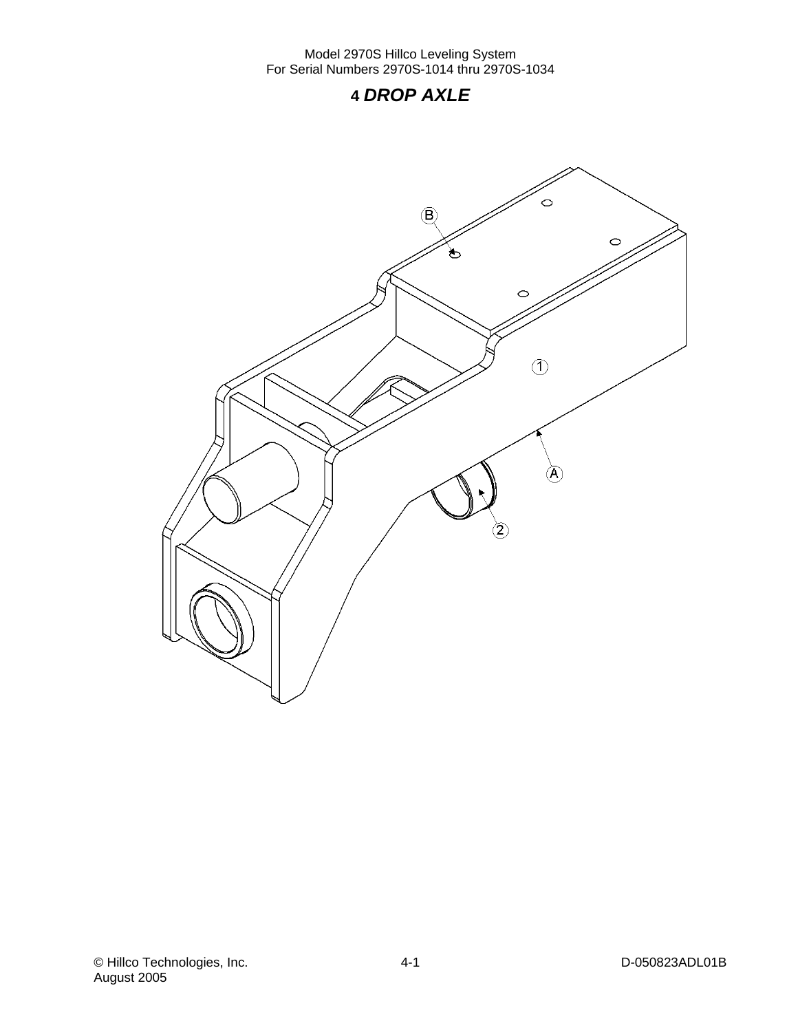# 4 *DROP AXLE*

B

1

A

2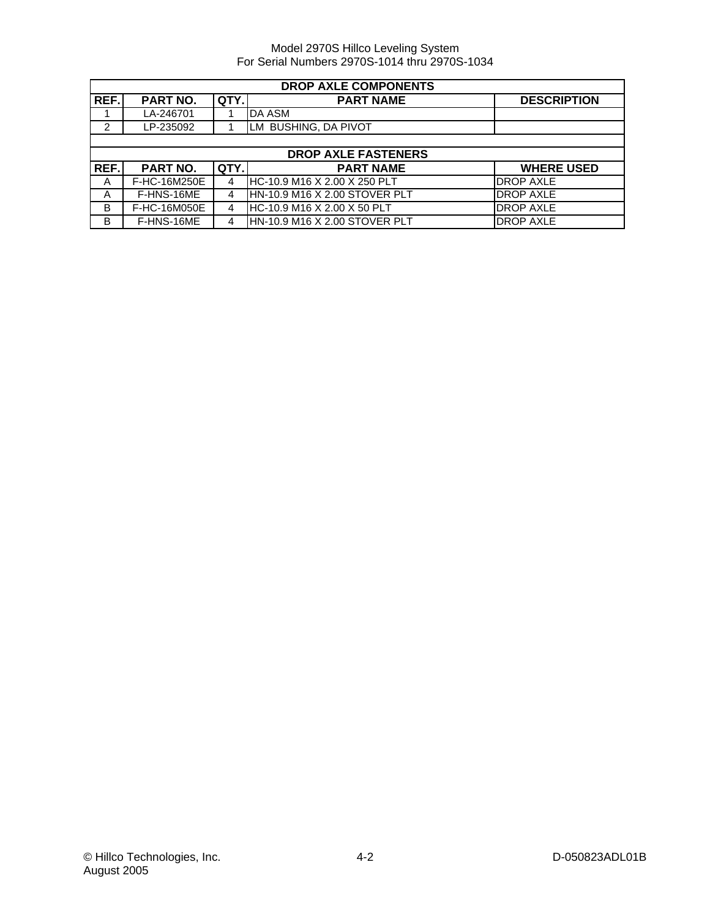| DROP AXLE COMPONENTS | | | | |
|---|---|---|---|---|
| REF. | PART NO. | QTY. | PART NAME | DESCRIPTION |
| 1 | LA-246701 | 1 | DA ASM | |
| 2 | LP-235092 | 1 | LM BUSHING, DA PIVOT | |

| DROP AXLE FASTENERS | | | | |
|---|---|---|---|---|
| REF. | PART NO. | QTY. | PART NAME | WHERE USED |
| A | F-HC-16M250E | 4 | HC-10.9 M16 X 2.00 X 250 PLT | DROP AXLE |
| A | F-HNS-16ME | 4 | HN-10.9 M16 X 2.00 STOVER PLT | DROP AXLE |
| B | F-HC-16M050E | 4 | HC-10.9 M16 X 2.00 X 50 PLT | DROP AXLE |
| B | F-HNS-16ME | 4 | HN-10.9 M16 X 2.00 STOVER PLT | DROP AXLE |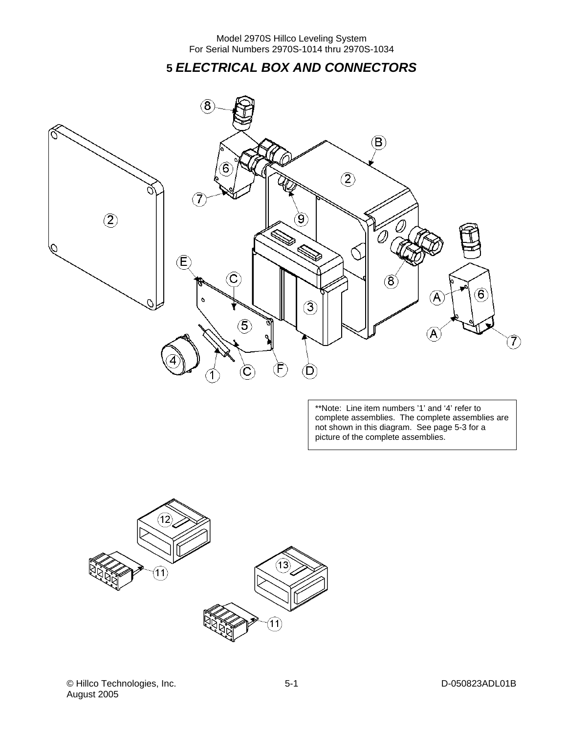# 5 *ELECTRICAL BOX AND CONNECTORS*

**Note: Line item numbers '1' and '4' refer to complete assemblies. The complete assemblies are not shown in this diagram. See page 5-3 for a picture of the complete assemblies.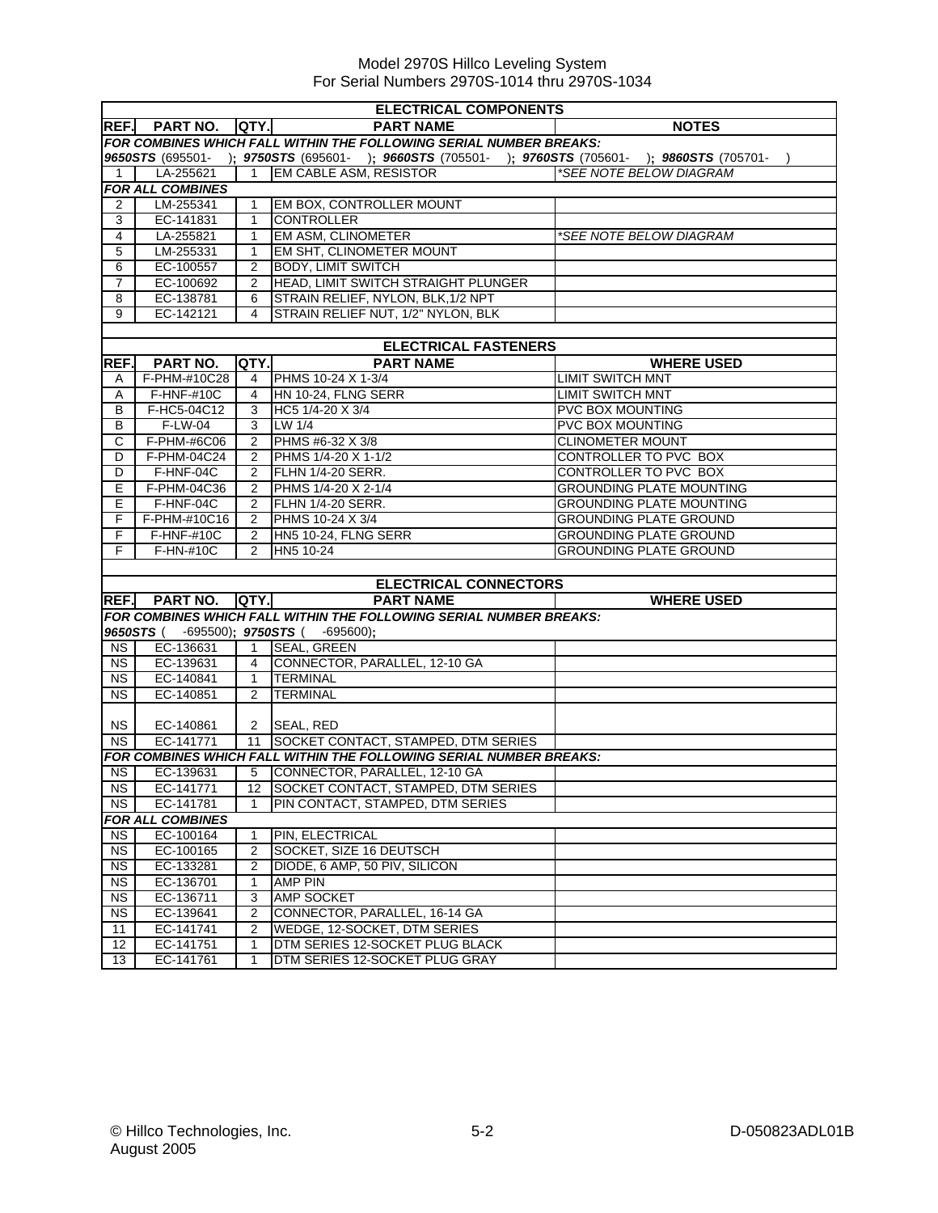Model 2970S Hillco Leveling System
For Serial Numbers 2970S-1014 thru 2970S-1034

| ELECTRICAL COMPONENTS | | | | |
|---|---|---|---|---|
| **REF.** | **PART NO.** | **QTY.** | **PART NAME** | **NOTES** |
| ***FOR COMBINES WHICH FALL WITHIN THE FOLLOWING SERIAL NUMBER BREAKS:*** | | | | |
| ***9650STS*** (695501- ); ***9750STS*** (695601- ); ***9660STS*** (705501- ); ***9760STS*** (705601- ); ***9860STS*** (705701- ) | | | | |
| 1 | LA-255621 | 1 | EM CABLE ASM, RESISTOR | *\*SEE NOTE BELOW DIAGRAM* |
| ***FOR ALL COMBINES*** | | | | |
| 2 | LM-255341 | 1 | EM BOX, CONTROLLER MOUNT | |
| 3 | EC-141831 | 1 | CONTROLLER | |
| 4 | LA-255821 | 1 | EM ASM, CLINOMETER | *\*SEE NOTE BELOW DIAGRAM* |
| 5 | LM-255331 | 1 | EM SHT, CLINOMETER MOUNT | |
| 6 | EC-100557 | 2 | BODY, LIMIT SWITCH | |
| 7 | EC-100692 | 2 | HEAD, LIMIT SWITCH STRAIGHT PLUNGER | |
| 8 | EC-138781 | 6 | STRAIN RELIEF, NYLON, BLK,1/2 NPT | |
| 9 | EC-142121 | 4 | STRAIN RELIEF NUT, 1/2" NYLON, BLK | |

| ELECTRICAL FASTENERS | | | | |
|---|---|---|---|---|
| **REF.** | **PART NO.** | **QTY.** | **PART NAME** | **WHERE USED** |
| A | F-PHM-#10C28 | 4 | PHMS 10-24 X 1-3/4 | LIMIT SWITCH MNT |
| A | F-HNF-#10C | 4 | HN 10-24, FLNG SERR | LIMIT SWITCH MNT |
| B | F-HC5-04C12 | 3 | HC5 1/4-20 X 3/4 | PVC BOX MOUNTING |
| B | F-LW-04 | 3 | LW 1/4 | PVC BOX MOUNTING |
| C | F-PHM-#6C06 | 2 | PHMS #6-32 X 3/8 | CLINOMETER MOUNT |
| D | F-PHM-04C24 | 2 | PHMS 1/4-20 X 1-1/2 | CONTROLLER TO PVC BOX |
| D | F-HNF-04C | 2 | FLHN 1/4-20 SERR. | CONTROLLER TO PVC BOX |
| E | F-PHM-04C36 | 2 | PHMS 1/4-20 X 2-1/4 | GROUNDING PLATE MOUNTING |
| E | F-HNF-04C | 2 | FLHN 1/4-20 SERR. | GROUNDING PLATE MOUNTING |
| F | F-PHM-#10C16 | 2 | PHMS 10-24 X 3/4 | GROUNDING PLATE GROUND |
| F | F-HNF-#10C | 2 | HN5 10-24, FLNG SERR | GROUNDING PLATE GROUND |
| F | F-HN-#10C | 2 | HN5 10-24 | GROUNDING PLATE GROUND |

| ELECTRICAL CONNECTORS | | | | |
|---|---|---|---|---|
| **REF.** | **PART NO.** | **QTY.** | **PART NAME** | **WHERE USED** |
| ***FOR COMBINES WHICH FALL WITHIN THE FOLLOWING SERIAL NUMBER BREAKS:*** | | | | |
| ***9650STS*** ( -695500); ***9750STS*** ( -695600); | | | | |
| NS | EC-136631 | 1 | SEAL, GREEN | |
| NS | EC-139631 | 4 | CONNECTOR, PARALLEL, 12-10 GA | |
| NS | EC-140841 | 1 | TERMINAL | |
| NS | EC-140851 | 2 | TERMINAL | |
| NS | EC-140861 | 2 | SEAL, RED | |
| NS | EC-141771 | 11 | SOCKET CONTACT, STAMPED, DTM SERIES | |
| ***FOR COMBINES WHICH FALL WITHIN THE FOLLOWING SERIAL NUMBER BREAKS:*** | | | | |
| NS | EC-139631 | 5 | CONNECTOR, PARALLEL, 12-10 GA | |
| NS | EC-141771 | 12 | SOCKET CONTACT, STAMPED, DTM SERIES | |
| NS | EC-141781 | 1 | PIN CONTACT, STAMPED, DTM SERIES | |
| ***FOR ALL COMBINES*** | | | | |
| NS | EC-100164 | 1 | PIN, ELECTRICAL | |
| NS | EC-100165 | 2 | SOCKET, SIZE 16 DEUTSCH | |
| NS | EC-133281 | 2 | DIODE, 6 AMP, 50 PIV, SILICON | |
| NS | EC-136701 | 1 | AMP PIN | |
| NS | EC-136711 | 3 | AMP SOCKET | |
| NS | EC-139641 | 2 | CONNECTOR, PARALLEL, 16-14 GA | |
| 11 | EC-141741 | 2 | WEDGE, 12-SOCKET, DTM SERIES | |
| 12 | EC-141751 | 1 | DTM SERIES 12-SOCKET PLUG BLACK | |
| 13 | EC-141761 | 1 | DTM SERIES 12-SOCKET PLUG GRAY | |

© Hillco Technologies, Inc.
August 2005

D-050823ADL01B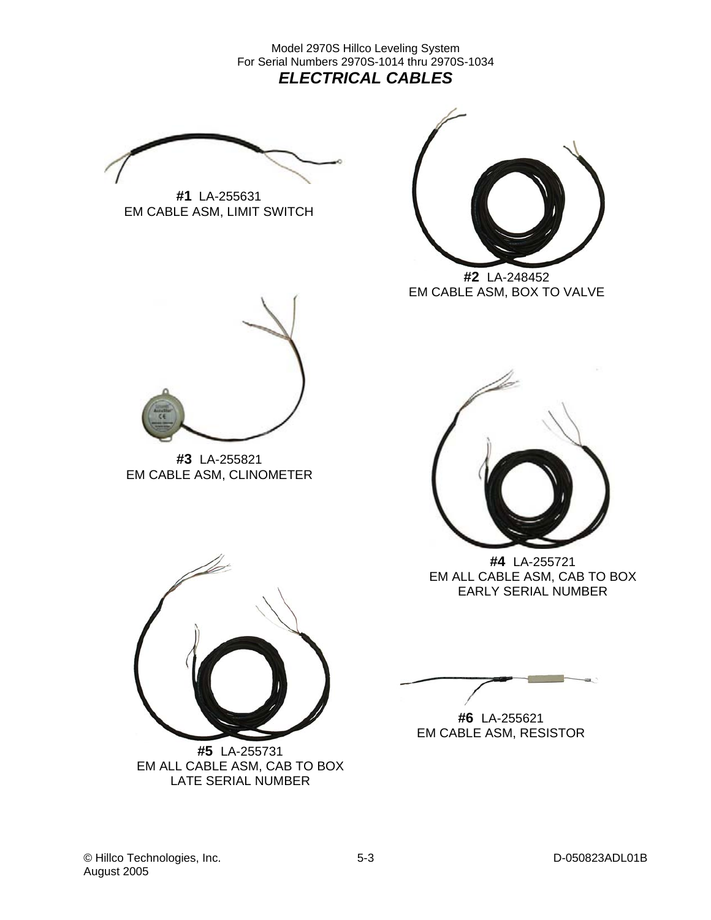Model 2970S Hillco Leveling System
For Serial Numbers 2970S-1014 thru 2970S-1034

## *ELECTRICAL CABLES*

**#1** LA-255631
EM CABLE ASM, LIMIT SWITCH

**#2** LA-248452
EM CABLE ASM, BOX TO VALVE

**#3** LA-255821
EM CABLE ASM, CLINOMETER

**#4** LA-255721
EM ALL CABLE ASM, CAB TO BOX
EARLY SERIAL NUMBER

**#5** LA-255731
EM ALL CABLE ASM, CAB TO BOX
LATE SERIAL NUMBER

**#6** LA-255621
EM CABLE ASM, RESISTOR

© Hillco Technologies, Inc.
August 2005

D-050823ADL01B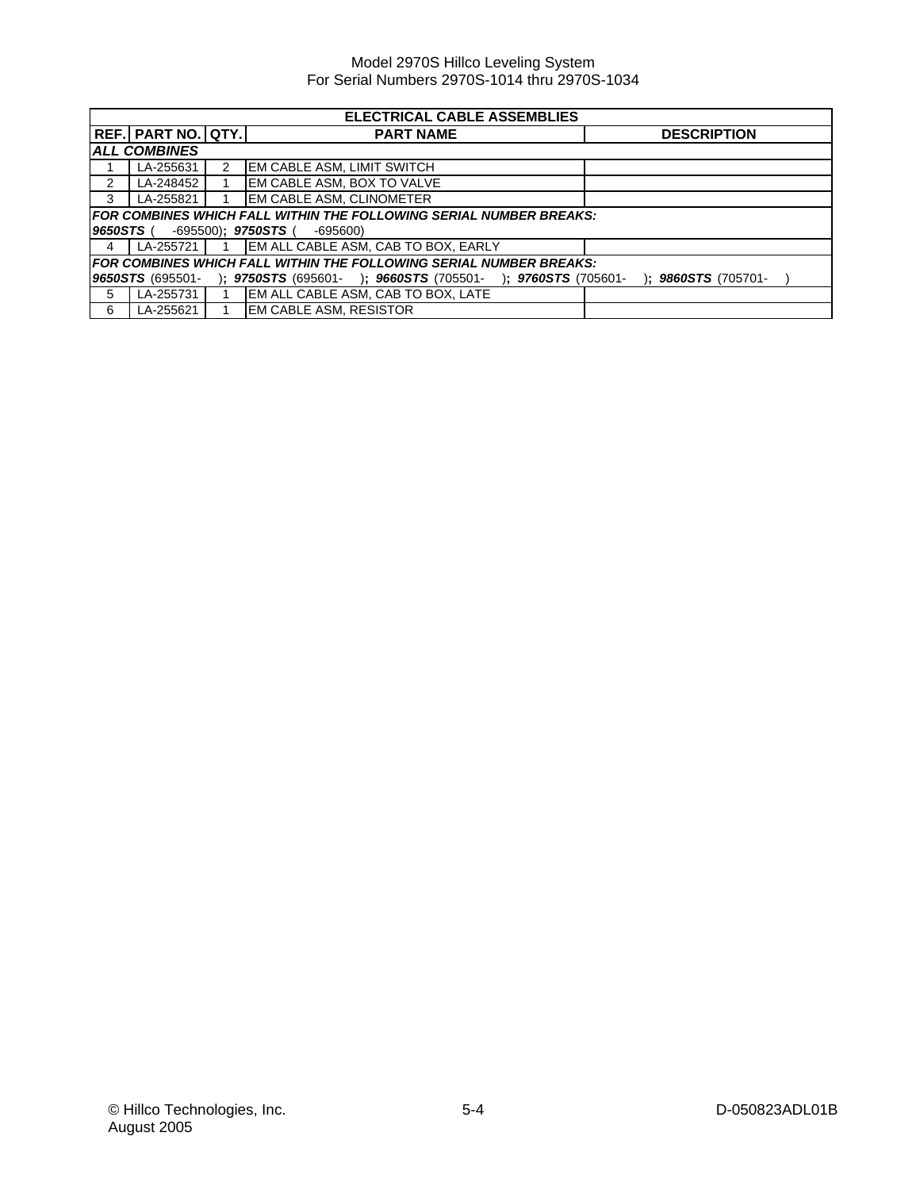| ELECTRICAL CABLE ASSEMBLIES | | | | |
|---|---|---|---|---|
| **REF.** | **PART NO.** | **QTY.** | **PART NAME** | **DESCRIPTION** |
| ***ALL COMBINES*** | | | | |
| 1 | LA-255631 | 2 | EM CABLE ASM, LIMIT SWITCH | |
| 2 | LA-248452 | 1 | EM CABLE ASM, BOX TO VALVE | |
| 3 | LA-255821 | 1 | EM CABLE ASM, CLINOMETER | |
| ***FOR COMBINES WHICH FALL WITHIN THE FOLLOWING SERIAL NUMBER BREAKS:*** ***9650STS*** ( -695500)**;** ***9750STS*** ( -695600) | | | | |
| 4 | LA-255721 | 1 | EM ALL CABLE ASM, CAB TO BOX, EARLY | |
| ***FOR COMBINES WHICH FALL WITHIN THE FOLLOWING SERIAL NUMBER BREAKS:*** ***9650STS*** (695501- )**;** ***9750STS*** (695601- )**;** ***9660STS*** (705501- )**;** ***9760STS*** (705601- )**;** ***9860STS*** (705701- ) | | | | |
| 5 | LA-255731 | 1 | EM ALL CABLE ASM, CAB TO BOX, LATE | |
| 6 | LA-255621 | 1 | EM CABLE ASM, RESISTOR | |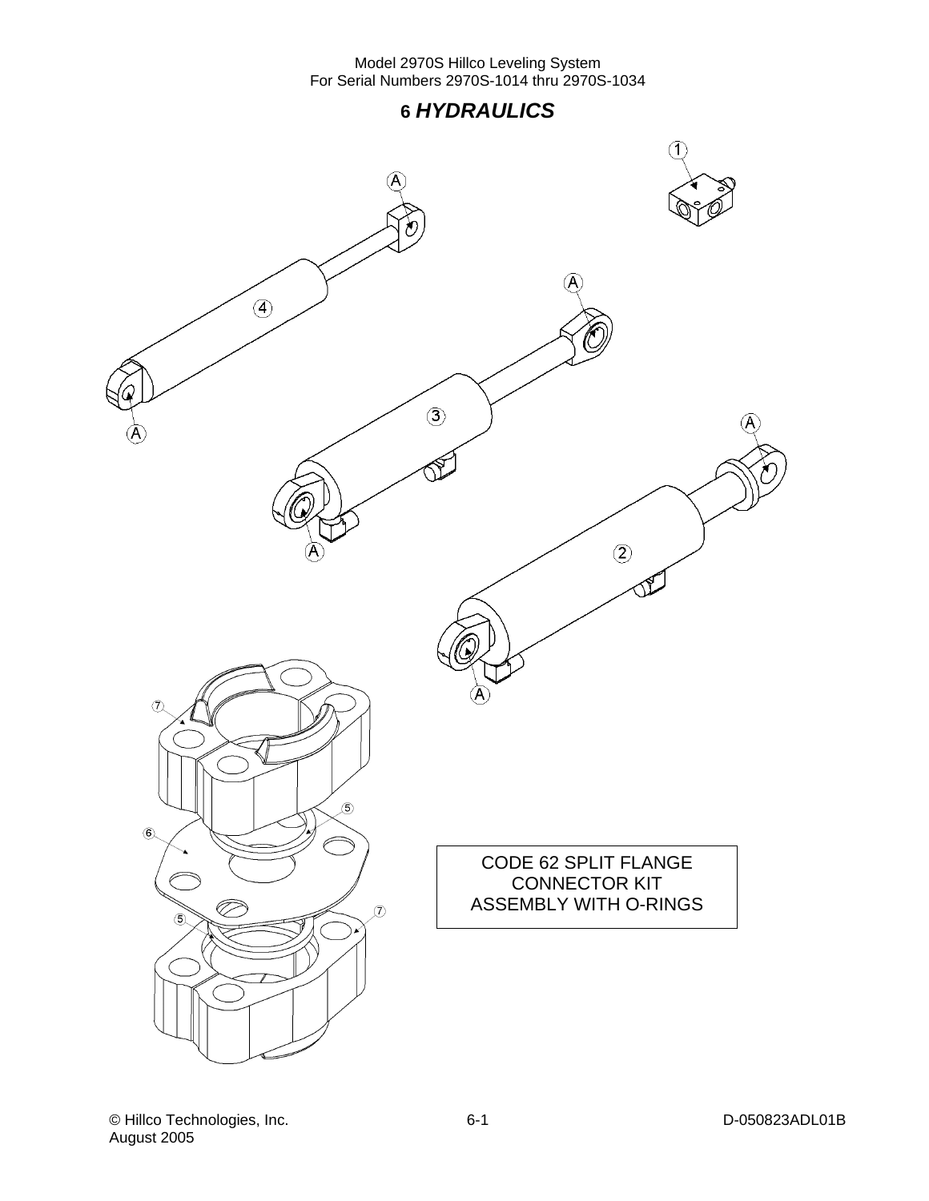# 6 *HYDRAULICS*

CODE 62 SPLIT FLANGE CONNECTOR KIT ASSEMBLY WITH O-RINGS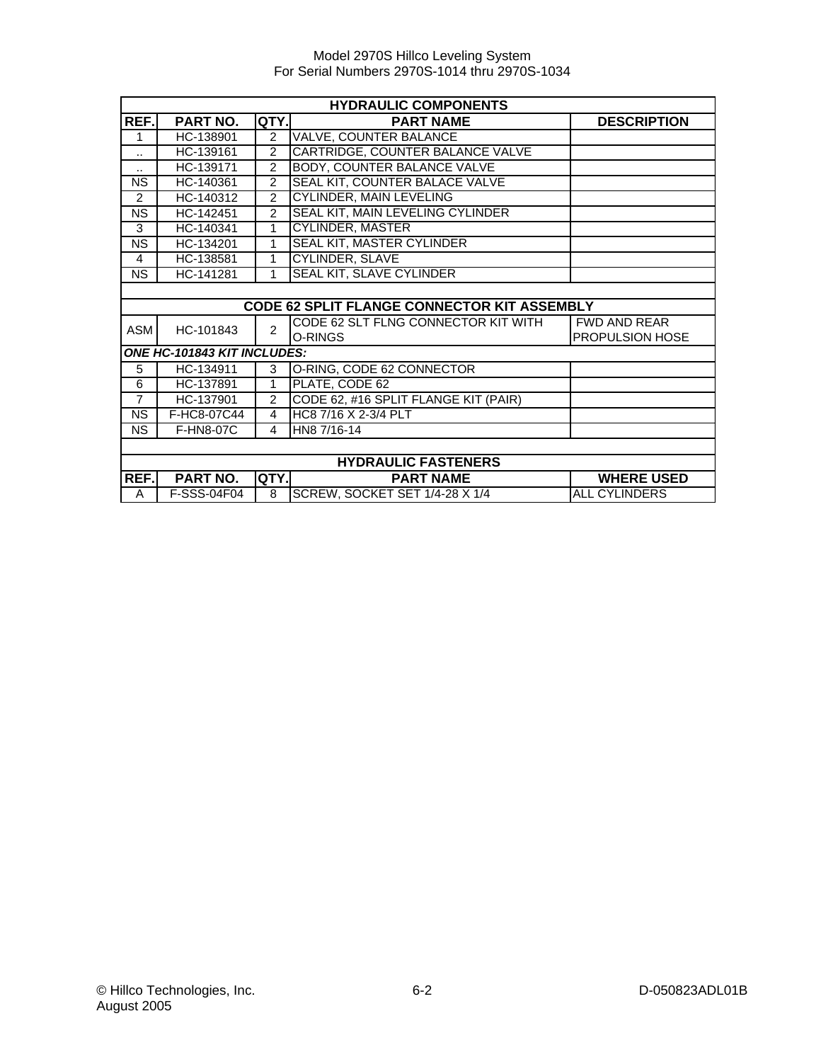Model 2970S Hillco Leveling System
For Serial Numbers 2970S-1014 thru 2970S-1034

| HYDRAULIC COMPONENTS | | | | |
|---|---|---|---|---|
| **REF.** | **PART NO.** | **QTY.** | **PART NAME** | **DESCRIPTION** |
| 1 | HC-138901 | 2 | VALVE, COUNTER BALANCE | |
| .. | HC-139161 | 2 | CARTRIDGE, COUNTER BALANCE VALVE | |
| .. | HC-139171 | 2 | BODY, COUNTER BALANCE VALVE | |
| NS | HC-140361 | 2 | SEAL KIT, COUNTER BALACE VALVE | |
| 2 | HC-140312 | 2 | CYLINDER, MAIN LEVELING | |
| NS | HC-142451 | 2 | SEAL KIT, MAIN LEVELING CYLINDER | |
| 3 | HC-140341 | 1 | CYLINDER, MASTER | |
| NS | HC-134201 | 1 | SEAL KIT, MASTER CYLINDER | |
| 4 | HC-138581 | 1 | CYLINDER, SLAVE | |
| NS | HC-141281 | 1 | SEAL KIT, SLAVE CYLINDER | |
| | | | | |
| **CODE 62 SPLIT FLANGE CONNECTOR KIT ASSEMBLY** | | | | |
| ASM | HC-101843 | 2 | CODE 62 SLT FLNG CONNECTOR KIT WITH O-RINGS | FWD AND REAR PROPULSION HOSE |
| ***ONE HC-101843 KIT INCLUDES:*** | | | | |
| 5 | HC-134911 | 3 | O-RING, CODE 62 CONNECTOR | |
| 6 | HC-137891 | 1 | PLATE, CODE 62 | |
| 7 | HC-137901 | 2 | CODE 62, #16 SPLIT FLANGE KIT (PAIR) | |
| NS | F-HC8-07C44 | 4 | HC8 7/16 X 2-3/4 PLT | |
| NS | F-HN8-07C | 4 | HN8 7/16-14 | |

| HYDRAULIC FASTENERS | | | | |
|---|---|---|---|---|
| **REF.** | **PART NO.** | **QTY.** | **PART NAME** | **WHERE USED** |
| A | F-SSS-04F04 | 8 | SCREW, SOCKET SET 1/4-28 X 1/4 | ALL CYLINDERS |

© Hillco Technologies, Inc.
August 2005

D-050823ADL01B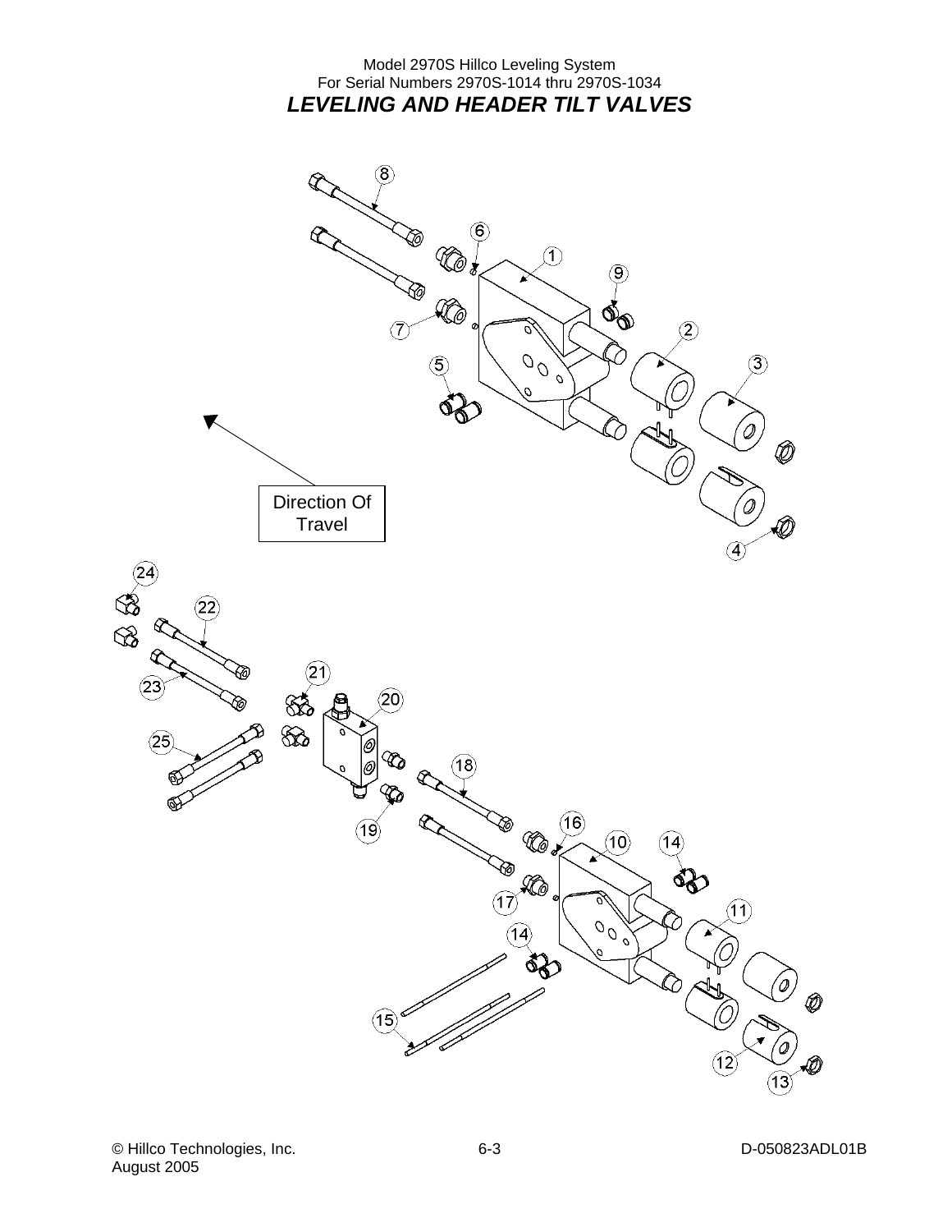Model 2970S Hillco Leveling System
For Serial Numbers 2970S-1014 thru 2970S-1034

## *LEVELING AND HEADER TILT VALVES*

Direction Of Travel

1 2 3 4 5 6 7 8 9 10 11 12 13 14 15 16 17 18 19 20 21 22 23 24 25

© Hillco Technologies, Inc.
August 2005

D-050823ADL01B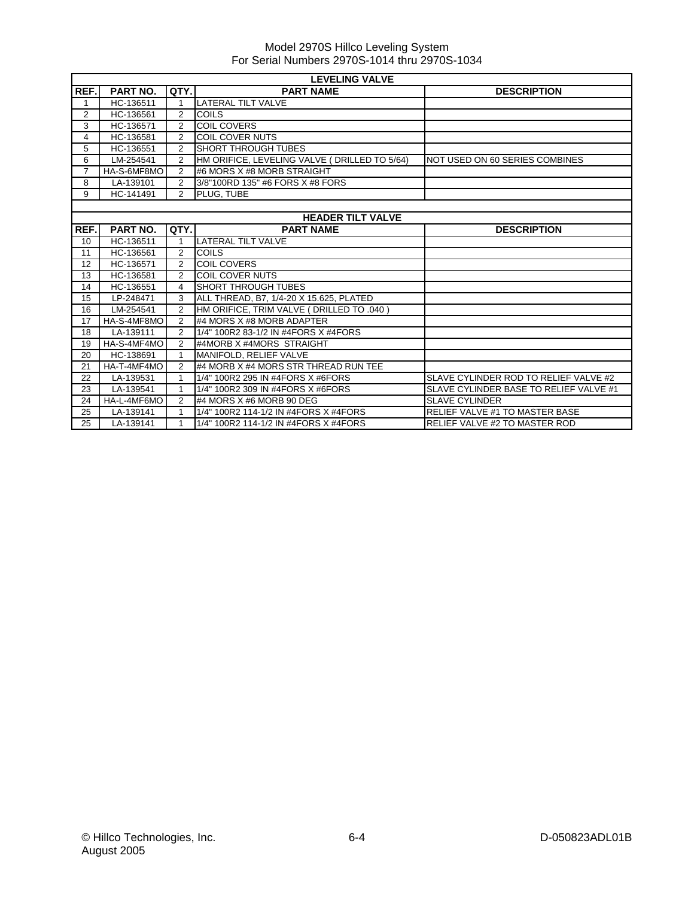Model 2970S Hillco Leveling System
For Serial Numbers 2970S-1014 thru 2970S-1034

| LEVELING VALVE | | | | |
|---|---|---|---|---|
| REF. | PART NO. | QTY. | PART NAME | DESCRIPTION |
| 1 | HC-136511 | 1 | LATERAL TILT VALVE | |
| 2 | HC-136561 | 2 | COILS | |
| 3 | HC-136571 | 2 | COIL COVERS | |
| 4 | HC-136581 | 2 | COIL COVER NUTS | |
| 5 | HC-136551 | 2 | SHORT THROUGH TUBES | |
| 6 | LM-254541 | 2 | HM ORIFICE, LEVELING VALVE ( DRILLED TO 5/64) | NOT USED ON 60 SERIES COMBINES |
| 7 | HA-S-6MF8MO | 2 | #6 MORS X #8 MORB STRAIGHT | |
| 8 | LA-139101 | 2 | 3/8"100RD 135" #6 FORS X #8 FORS | |
| 9 | HC-141491 | 2 | PLUG, TUBE | |

| HEADER TILT VALVE | | | | |
|---|---|---|---|---|
| REF. | PART NO. | QTY. | PART NAME | DESCRIPTION |
| 10 | HC-136511 | 1 | LATERAL TILT VALVE | |
| 11 | HC-136561 | 2 | COILS | |
| 12 | HC-136571 | 2 | COIL COVERS | |
| 13 | HC-136581 | 2 | COIL COVER NUTS | |
| 14 | HC-136551 | 4 | SHORT THROUGH TUBES | |
| 15 | LP-248471 | 3 | ALL THREAD, B7, 1/4-20 X 15.625, PLATED | |
| 16 | LM-254541 | 2 | HM ORIFICE, TRIM VALVE ( DRILLED TO .040 ) | |
| 17 | HA-S-4MF8MO | 2 | #4 MORS X #8 MORB ADAPTER | |
| 18 | LA-139111 | 2 | 1/4" 100R2 83-1/2 IN #4FORS X #4FORS | |
| 19 | HA-S-4MF4MO | 2 | #4MORB X #4MORS STRAIGHT | |
| 20 | HC-138691 | 1 | MANIFOLD, RELIEF VALVE | |
| 21 | HA-T-4MF4MO | 2 | #4 MORB X #4 MORS STR THREAD RUN TEE | |
| 22 | LA-139531 | 1 | 1/4" 100R2 295 IN #4FORS X #6FORS | SLAVE CYLINDER ROD TO RELIEF VALVE #2 |
| 23 | LA-139541 | 1 | 1/4" 100R2 309 IN #4FORS X #6FORS | SLAVE CYLINDER BASE TO RELIEF VALVE #1 |
| 24 | HA-L-4MF6MO | 2 | #4 MORS X #6 MORB 90 DEG | SLAVE CYLINDER |
| 25 | LA-139141 | 1 | 1/4" 100R2 114-1/2 IN #4FORS X #4FORS | RELIEF VALVE #1 TO MASTER BASE |
| 25 | LA-139141 | 1 | 1/4" 100R2 114-1/2 IN #4FORS X #4FORS | RELIEF VALVE #2 TO MASTER ROD |

© Hillco Technologies, Inc.
August 2005

D-050823ADL01B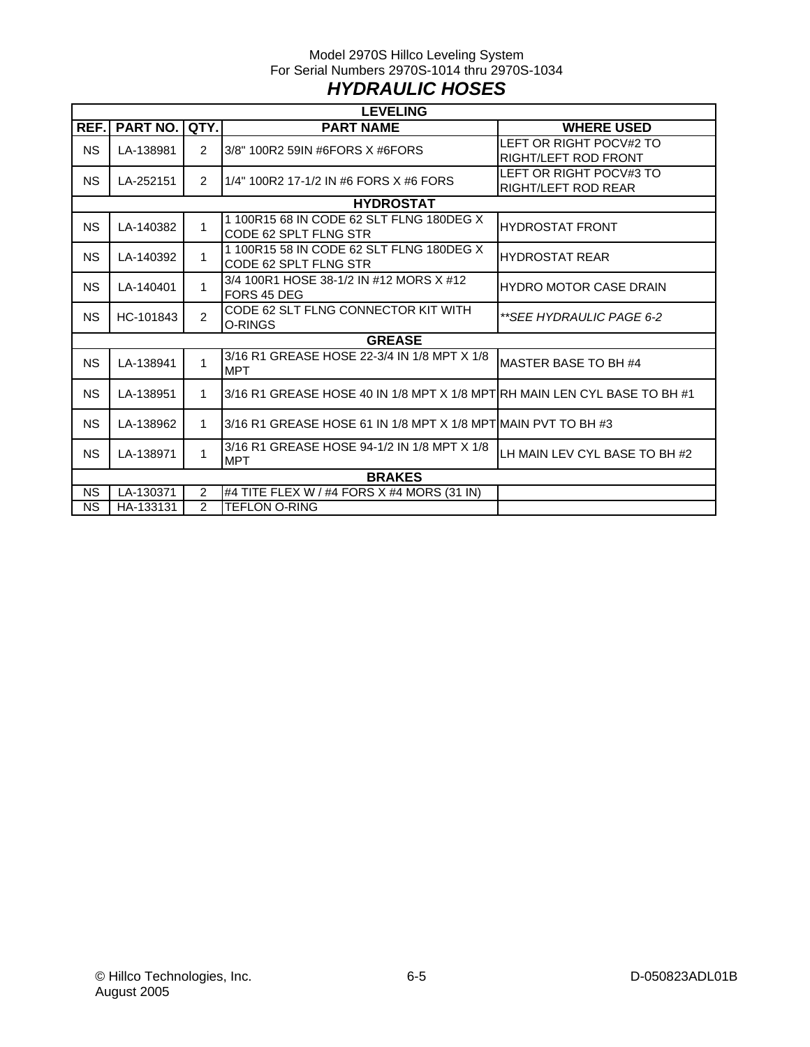Model 2970S Hillco Leveling System
For Serial Numbers 2970S-1014 thru 2970S-1034

# *HYDRAULIC HOSES*

| REF. | PART NO. | QTY. | PART NAME | WHERE USED |
|---|---|---|---|---|
| | | | **LEVELING** | |
| NS | LA-138981 | 2 | 3/8" 100R2 59IN #6FORS X #6FORS | LEFT OR RIGHT POCV#2 TO RIGHT/LEFT ROD FRONT |
| NS | LA-252151 | 2 | 1/4" 100R2 17-1/2 IN #6 FORS X #6 FORS | LEFT OR RIGHT POCV#3 TO RIGHT/LEFT ROD REAR |
| | | | **HYDROSTAT** | |
| NS | LA-140382 | 1 | 1 100R15 68 IN CODE 62 SLT FLNG 180DEG X CODE 62 SPLT FLNG STR | HYDROSTAT FRONT |
| NS | LA-140392 | 1 | 1 100R15 58 IN CODE 62 SLT FLNG 180DEG X CODE 62 SPLT FLNG STR | HYDROSTAT REAR |
| NS | LA-140401 | 1 | 3/4 100R1 HOSE 38-1/2 IN #12 MORS X #12 FORS 45 DEG | HYDRO MOTOR CASE DRAIN |
| NS | HC-101843 | 2 | CODE 62 SLT FLNG CONNECTOR KIT WITH O-RINGS | ***SEE HYDRAULIC PAGE 6-2* |
| | | | **GREASE** | |
| NS | LA-138941 | 1 | 3/16 R1 GREASE HOSE 22-3/4 IN 1/8 MPT X 1/8 MPT | MASTER BASE TO BH #4 |
| NS | LA-138951 | 1 | 3/16 R1 GREASE HOSE 40 IN 1/8 MPT X 1/8 MPT | RH MAIN LEN CYL BASE TO BH #1 |
| NS | LA-138962 | 1 | 3/16 R1 GREASE HOSE 61 IN 1/8 MPT X 1/8 MPT | MAIN PVT TO BH #3 |
| NS | LA-138971 | 1 | 3/16 R1 GREASE HOSE 94-1/2 IN 1/8 MPT X 1/8 MPT | LH MAIN LEV CYL BASE TO BH #2 |
| | | | **BRAKES** | |
| NS | LA-130371 | 2 | #4 TITE FLEX W / #4 FORS X #4 MORS (31 IN) | |
| NS | HA-133131 | 2 | TEFLON O-RING | |

© Hillco Technologies, Inc.
August 2005

D-050823ADL01B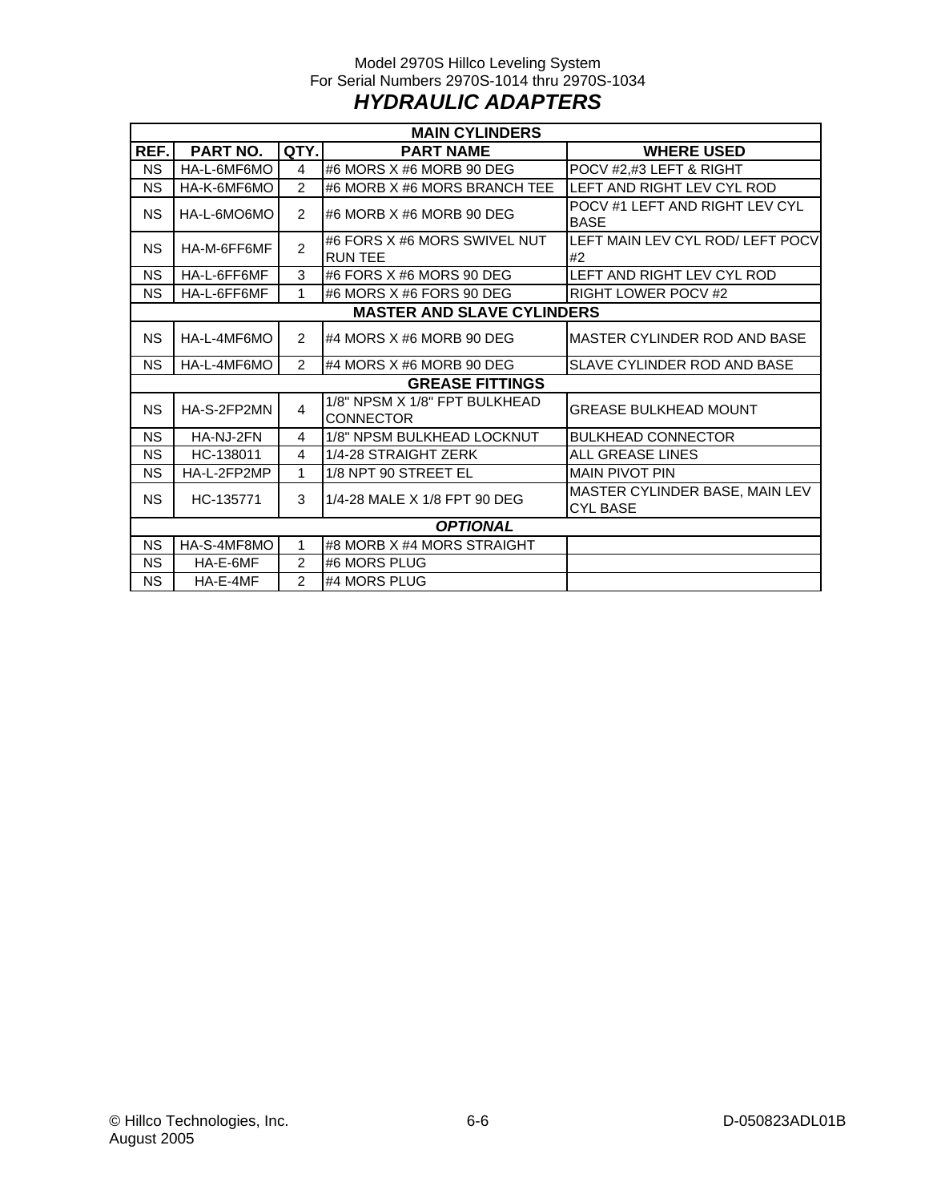Model 2970S Hillco Leveling System
For Serial Numbers 2970S-1014 thru 2970S-1034

# *HYDRAULIC ADAPTERS*

| REF. | PART NO. | QTY. | PART NAME | WHERE USED |
|---|---|---|---|---|
| | | | **MAIN CYLINDERS** | |
| NS | HA-L-6MF6MO | 4 | #6 MORS X #6 MORB 90 DEG | POCV #2,#3 LEFT & RIGHT |
| NS | HA-K-6MF6MO | 2 | #6 MORB X #6 MORS BRANCH TEE | LEFT AND RIGHT LEV CYL ROD |
| NS | HA-L-6MO6MO | 2 | #6 MORB X #6 MORB 90 DEG | POCV #1 LEFT AND RIGHT LEV CYL BASE |
| NS | HA-M-6FF6MF | 2 | #6 FORS X #6 MORS SWIVEL NUT RUN TEE | LEFT MAIN LEV CYL ROD/ LEFT POCV #2 |
| NS | HA-L-6FF6MF | 3 | #6 FORS X #6 MORS 90 DEG | LEFT AND RIGHT LEV CYL ROD |
| NS | HA-L-6FF6MF | 1 | #6 MORS X #6 FORS 90 DEG | RIGHT LOWER POCV #2 |
| | | | **MASTER AND SLAVE CYLINDERS** | |
| NS | HA-L-4MF6MO | 2 | #4 MORS X #6 MORB 90 DEG | MASTER CYLINDER ROD AND BASE |
| NS | HA-L-4MF6MO | 2 | #4 MORS X #6 MORB 90 DEG | SLAVE CYLINDER ROD AND BASE |
| | | | **GREASE FITTINGS** | |
| NS | HA-S-2FP2MN | 4 | 1/8" NPSM X 1/8" FPT BULKHEAD CONNECTOR | GREASE BULKHEAD MOUNT |
| NS | HA-NJ-2FN | 4 | 1/8" NPSM BULKHEAD LOCKNUT | BULKHEAD CONNECTOR |
| NS | HC-138011 | 4 | 1/4-28 STRAIGHT ZERK | ALL GREASE LINES |
| NS | HA-L-2FP2MP | 1 | 1/8 NPT 90 STREET EL | MAIN PIVOT PIN |
| NS | HC-135771 | 3 | 1/4-28 MALE X 1/8 FPT 90 DEG | MASTER CYLINDER BASE, MAIN LEV CYL BASE |
| | | | ***OPTIONAL*** | |
| NS | HA-S-4MF8MO | 1 | #8 MORB X #4 MORS STRAIGHT | |
| NS | HA-E-6MF | 2 | #6 MORS PLUG | |
| NS | HA-E-4MF | 2 | #4 MORS PLUG | |

© Hillco Technologies, Inc.
August 2005

D-050823ADL01B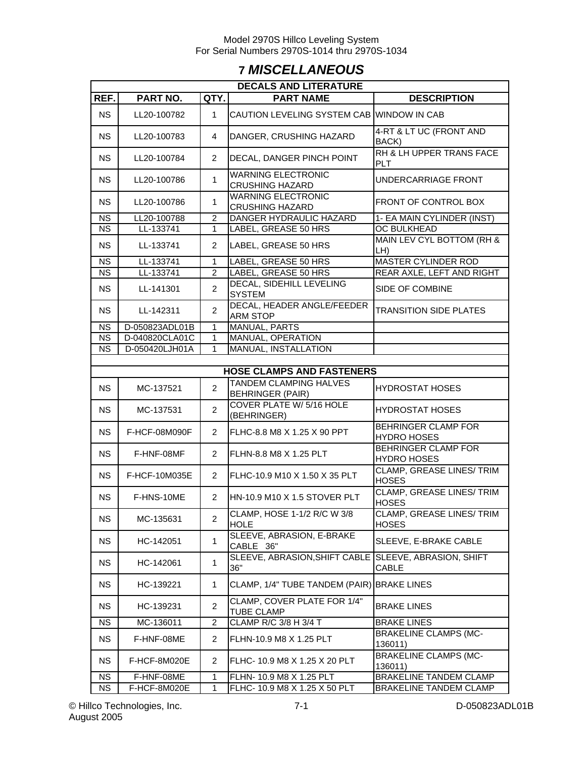# 7 MISCELLANEOUS

| REF. | PART NO. | QTY. | PART NAME | DESCRIPTION |
|---|---|---|---|---|
| **DECALS AND LITERATURE** | | | | |
| NS | LL20-100782 | 1 | CAUTION LEVELING SYSTEM CAB | WINDOW IN CAB |
| NS | LL20-100783 | 4 | DANGER, CRUSHING HAZARD | 4-RT & LT UC (FRONT AND BACK) |
| NS | LL20-100784 | 2 | DECAL, DANGER PINCH POINT | RH & LH UPPER TRANS FACE PLT |
| NS | LL20-100786 | 1 | WARNING ELECTRONIC CRUSHING HAZARD | UNDERCARRIAGE FRONT |
| NS | LL20-100786 | 1 | WARNING ELECTRONIC CRUSHING HAZARD | FRONT OF CONTROL BOX |
| NS | LL20-100788 | 2 | DANGER HYDRAULIC HAZARD | 1- EA MAIN CYLINDER (INST) |
| NS | LL-133741 | 1 | LABEL, GREASE 50 HRS | OC BULKHEAD |
| NS | LL-133741 | 2 | LABEL, GREASE 50 HRS | MAIN LEV CYL BOTTOM (RH & LH) |
| NS | LL-133741 | 1 | LABEL, GREASE 50 HRS | MASTER CYLINDER ROD |
| NS | LL-133741 | 2 | LABEL, GREASE 50 HRS | REAR AXLE, LEFT AND RIGHT |
| NS | LL-141301 | 2 | DECAL, SIDEHILL LEVELING SYSTEM | SIDE OF COMBINE |
| NS | LL-142311 | 2 | DECAL, HEADER ANGLE/FEEDER ARM STOP | TRANSITION SIDE PLATES |
| NS | D-050823ADL01B | 1 | MANUAL, PARTS | |
| NS | D-040820CLA01C | 1 | MANUAL, OPERATION | |
| NS | D-050420LJH01A | 1 | MANUAL, INSTALLATION | |
| | | | | |
| **HOSE CLAMPS AND FASTENERS** | | | | |
| NS | MC-137521 | 2 | TANDEM CLAMPING HALVES BEHRINGER (PAIR) | HYDROSTAT HOSES |
| NS | MC-137531 | 2 | COVER PLATE W/ 5/16 HOLE (BEHRINGER) | HYDROSTAT HOSES |
| NS | F-HCF-08M090F | 2 | FLHC-8.8 M8 X 1.25 X 90 PPT | BEHRINGER CLAMP FOR HYDRO HOSES |
| NS | F-HNF-08MF | 2 | FLHN-8.8 M8 X 1.25 PLT | BEHRINGER CLAMP FOR HYDRO HOSES |
| NS | F-HCF-10M035E | 2 | FLHC-10.9 M10 X 1.50 X 35 PLT | CLAMP, GREASE LINES/ TRIM HOSES |
| NS | F-HNS-10ME | 2 | HN-10.9 M10 X 1.5 STOVER PLT | CLAMP, GREASE LINES/ TRIM HOSES |
| NS | MC-135631 | 2 | CLAMP, HOSE 1-1/2 R/C W 3/8 HOLE | CLAMP, GREASE LINES/ TRIM HOSES |
| NS | HC-142051 | 1 | SLEEVE, ABRASION, E-BRAKE CABLE 36" | SLEEVE, E-BRAKE CABLE |
| NS | HC-142061 | 1 | SLEEVE, ABRASION,SHIFT CABLE 36" | SLEEVE, ABRASION, SHIFT CABLE |
| NS | HC-139221 | 1 | CLAMP, 1/4" TUBE TANDEM (PAIR) | BRAKE LINES |
| NS | HC-139231 | 2 | CLAMP, COVER PLATE FOR 1/4" TUBE CLAMP | BRAKE LINES |
| NS | MC-136011 | 2 | CLAMP R/C 3/8 H 3/4 T | BRAKE LINES |
| NS | F-HNF-08ME | 2 | FLHN-10.9 M8 X 1.25 PLT | BRAKELINE CLAMPS (MC-136011) |
| NS | F-HCF-8M020E | 2 | FLHC- 10.9 M8 X 1.25 X 20 PLT | BRAKELINE CLAMPS (MC-136011) |
| NS | F-HNF-08ME | 1 | FLHN- 10.9 M8 X 1.25 PLT | BRAKELINE TANDEM CLAMP |
| NS | F-HCF-8M020E | 1 | FLHC- 10.9 M8 X 1.25 X 50 PLT | BRAKELINE TANDEM CLAMP |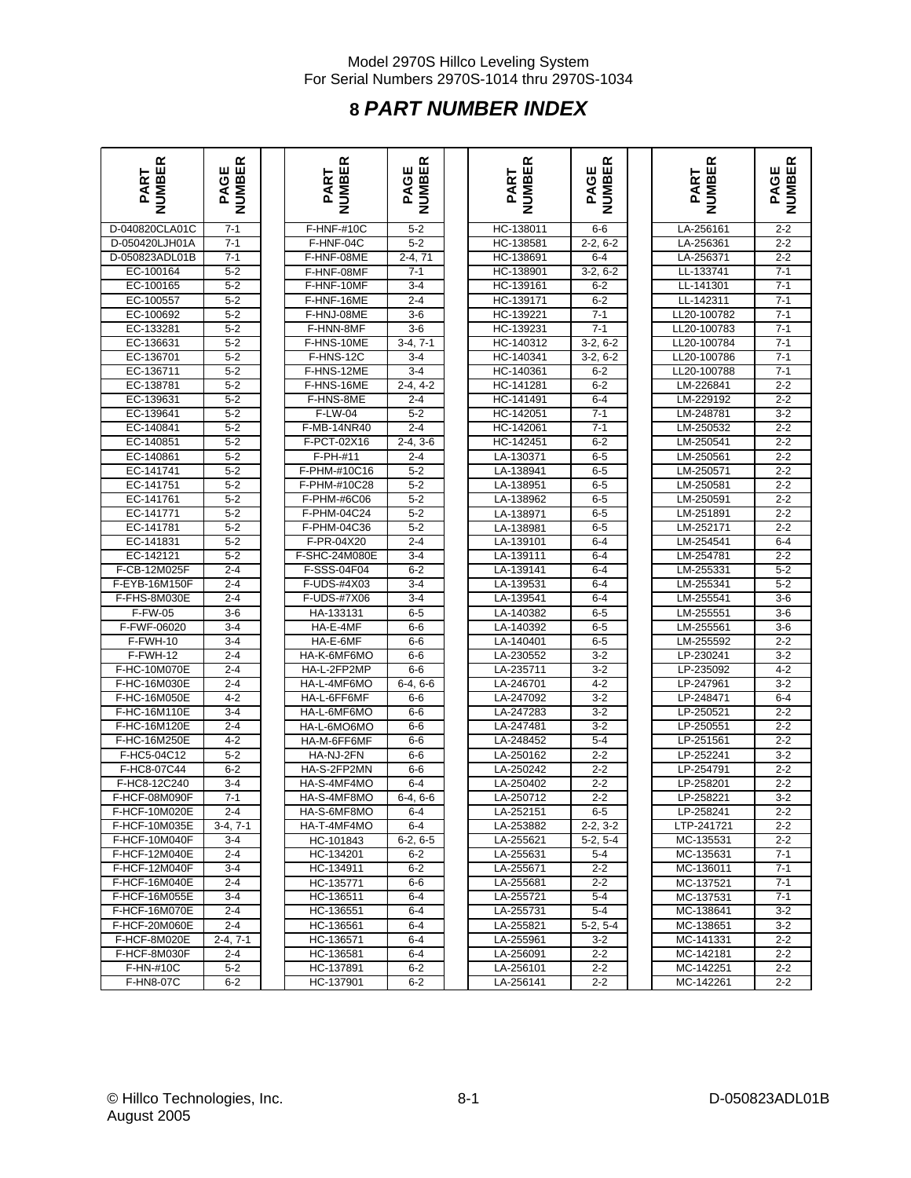# 8 *PART NUMBER INDEX*

| PART NUMBER | PAGE NUMBER | | PART NUMBER | PAGE NUMBER | | PART NUMBER | PAGE NUMBER | | PART NUMBER | PAGE NUMBER |
|---|---|---|---|---|---|---|---|---|---|---|
| D-040820CLA01C | 7-1 | | F-HNF-#10C | 5-2 | | HC-138011 | 6-6 | | LA-256161 | 2-2 |
| D-050420LJH01A | 7-1 | | F-HNF-04C | 5-2 | | HC-138581 | 2-2, 6-2 | | LA-256361 | 2-2 |
| D-050823ADL01B | 7-1 | | F-HNF-08ME | 2-4, 71 | | HC-138691 | 6-4 | | LA-256371 | 2-2 |
| EC-100164 | 5-2 | | F-HNF-08MF | 7-1 | | HC-138901 | 3-2, 6-2 | | LL-133741 | 7-1 |
| EC-100165 | 5-2 | | F-HNF-10MF | 3-4 | | HC-139161 | 6-2 | | LL-141301 | 7-1 |
| EC-100557 | 5-2 | | F-HNF-16ME | 2-4 | | HC-139171 | 6-2 | | LL-142311 | 7-1 |
| EC-100692 | 5-2 | | F-HNJ-08ME | 3-6 | | HC-139221 | 7-1 | | LL20-100782 | 7-1 |
| EC-133281 | 5-2 | | F-HNN-8MF | 3-6 | | HC-139231 | 7-1 | | LL20-100783 | 7-1 |
| EC-136631 | 5-2 | | F-HNS-10ME | 3-4, 7-1 | | HC-140312 | 3-2, 6-2 | | LL20-100784 | 7-1 |
| EC-136701 | 5-2 | | F-HNS-12C | 3-4 | | HC-140341 | 3-2, 6-2 | | LL20-100786 | 7-1 |
| EC-136711 | 5-2 | | F-HNS-12ME | 3-4 | | HC-140361 | 6-2 | | LL20-100788 | 7-1 |
| EC-138781 | 5-2 | | F-HNS-16ME | 2-4, 4-2 | | HC-141281 | 6-2 | | LM-226841 | 2-2 |
| EC-139631 | 5-2 | | F-HNS-8ME | 2-4 | | HC-141491 | 6-4 | | LM-229192 | 2-2 |
| EC-139641 | 5-2 | | F-LW-04 | 5-2 | | HC-142051 | 7-1 | | LM-248781 | 3-2 |
| EC-140841 | 5-2 | | F-MB-14NR40 | 2-4 | | HC-142061 | 7-1 | | LM-250532 | 2-2 |
| EC-140851 | 5-2 | | F-PCT-02X16 | 2-4, 3-6 | | HC-142451 | 6-2 | | LM-250541 | 2-2 |
| EC-140861 | 5-2 | | F-PH-#11 | 2-4 | | LA-130371 | 6-5 | | LM-250561 | 2-2 |
| EC-141741 | 5-2 | | F-PHM-#10C16 | 5-2 | | LA-138941 | 6-5 | | LM-250571 | 2-2 |
| EC-141751 | 5-2 | | F-PHM-#10C28 | 5-2 | | LA-138951 | 6-5 | | LM-250581 | 2-2 |
| EC-141761 | 5-2 | | F-PHM-#6C06 | 5-2 | | LA-138962 | 6-5 | | LM-250591 | 2-2 |
| EC-141771 | 5-2 | | F-PHM-04C24 | 5-2 | | LA-138971 | 6-5 | | LM-251891 | 2-2 |
| EC-141781 | 5-2 | | F-PHM-04C36 | 5-2 | | LA-138981 | 6-5 | | LM-252171 | 2-2 |
| EC-141831 | 5-2 | | F-PR-04X20 | 2-4 | | LA-139101 | 6-4 | | LM-254541 | 6-4 |
| EC-142121 | 5-2 | | F-SHC-24M080E | 3-4 | | LA-139111 | 6-4 | | LM-254781 | 2-2 |
| F-CB-12M025F | 2-4 | | F-SSS-04F04 | 6-2 | | LA-139141 | 6-4 | | LM-255331 | 5-2 |
| F-EYB-16M150F | 2-4 | | F-UDS-#4X03 | 3-4 | | LA-139531 | 6-4 | | LM-255341 | 5-2 |
| F-FHS-8M030E | 2-4 | | F-UDS-#7X06 | 3-4 | | LA-139541 | 6-4 | | LM-255541 | 3-6 |
| F-FW-05 | 3-6 | | HA-133131 | 6-5 | | LA-140382 | 6-5 | | LM-255551 | 3-6 |
| F-FWF-06020 | 3-4 | | HA-E-4MF | 6-6 | | LA-140392 | 6-5 | | LM-255561 | 3-6 |
| F-FWH-10 | 3-4 | | HA-E-6MF | 6-6 | | LA-140401 | 6-5 | | LM-255592 | 2-2 |
| F-FWH-12 | 2-4 | | HA-K-6MF6MO | 6-6 | | LA-230552 | 3-2 | | LP-230241 | 3-2 |
| F-HC-10M070E | 2-4 | | HA-L-2FP2MP | 6-6 | | LA-235711 | 3-2 | | LP-235092 | 4-2 |
| F-HC-16M030E | 2-4 | | HA-L-4MF6MO | 6-4, 6-6 | | LA-246701 | 4-2 | | LP-247961 | 3-2 |
| F-HC-16M050E | 4-2 | | HA-L-6FF6MF | 6-6 | | LA-247092 | 3-2 | | LP-248471 | 6-4 |
| F-HC-16M110E | 3-4 | | HA-L-6MF6MO | 6-6 | | LA-247283 | 3-2 | | LP-250521 | 2-2 |
| F-HC-16M120E | 2-4 | | HA-L-6MO6MO | 6-6 | | LA-247481 | 3-2 | | LP-250551 | 2-2 |
| F-HC-16M250E | 4-2 | | HA-M-6FF6MF | 6-6 | | LA-248452 | 5-4 | | LP-251561 | 2-2 |
| F-HC5-04C12 | 5-2 | | HA-NJ-2FN | 6-6 | | LA-250162 | 2-2 | | LP-252241 | 3-2 |
| F-HC8-07C44 | 6-2 | | HA-S-2FP2MN | 6-6 | | LA-250242 | 2-2 | | LP-254791 | 2-2 |
| F-HC8-12C240 | 3-4 | | HA-S-4MF4MO | 6-4 | | LA-250402 | 2-2 | | LP-258201 | 2-2 |
| F-HCF-08M090F | 7-1 | | HA-S-4MF8MO | 6-4, 6-6 | | LA-250712 | 2-2 | | LP-258221 | 3-2 |
| F-HCF-10M020E | 2-4 | | HA-S-6MF8MO | 6-4 | | LA-252151 | 6-5 | | LP-258241 | 2-2 |
| F-HCF-10M035E | 3-4, 7-1 | | HA-T-4MF4MO | 6-4 | | LA-253882 | 2-2, 3-2 | | LTP-241721 | 2-2 |
| F-HCF-10M040F | 3-4 | | HC-101843 | 6-2, 6-5 | | LA-255621 | 5-2, 5-4 | | MC-135531 | 2-2 |
| F-HCF-12M040E | 2-4 | | HC-134201 | 6-2 | | LA-255631 | 5-4 | | MC-135631 | 7-1 |
| F-HCF-12M040F | 3-4 | | HC-134911 | 6-2 | | LA-255671 | 2-2 | | MC-136011 | 7-1 |
| F-HCF-16M040E | 2-4 | | HC-135771 | 6-6 | | LA-255681 | 2-2 | | MC-137521 | 7-1 |
| F-HCF-16M055E | 3-4 | | HC-136511 | 6-4 | | LA-255721 | 5-4 | | MC-137531 | 7-1 |
| F-HCF-16M070E | 2-4 | | HC-136551 | 6-4 | | LA-255731 | 5-4 | | MC-138641 | 3-2 |
| F-HCF-20M060E | 2-4 | | HC-136561 | 6-4 | | LA-255821 | 5-2, 5-4 | | MC-138651 | 3-2 |
| F-HCF-8M020E | 2-4, 7-1 | | HC-136571 | 6-4 | | LA-255961 | 3-2 | | MC-141331 | 2-2 |
| F-HCF-8M030F | 2-4 | | HC-136581 | 6-4 | | LA-256091 | 2-2 | | MC-142181 | 2-2 |
| F-HN-#10C | 5-2 | | HC-137891 | 6-2 | | LA-256101 | 2-2 | | MC-142251 | 2-2 |
| F-HN8-07C | 6-2 | | HC-137901 | 6-2 | | LA-256141 | 2-2 | | MC-142261 | 2-2 |